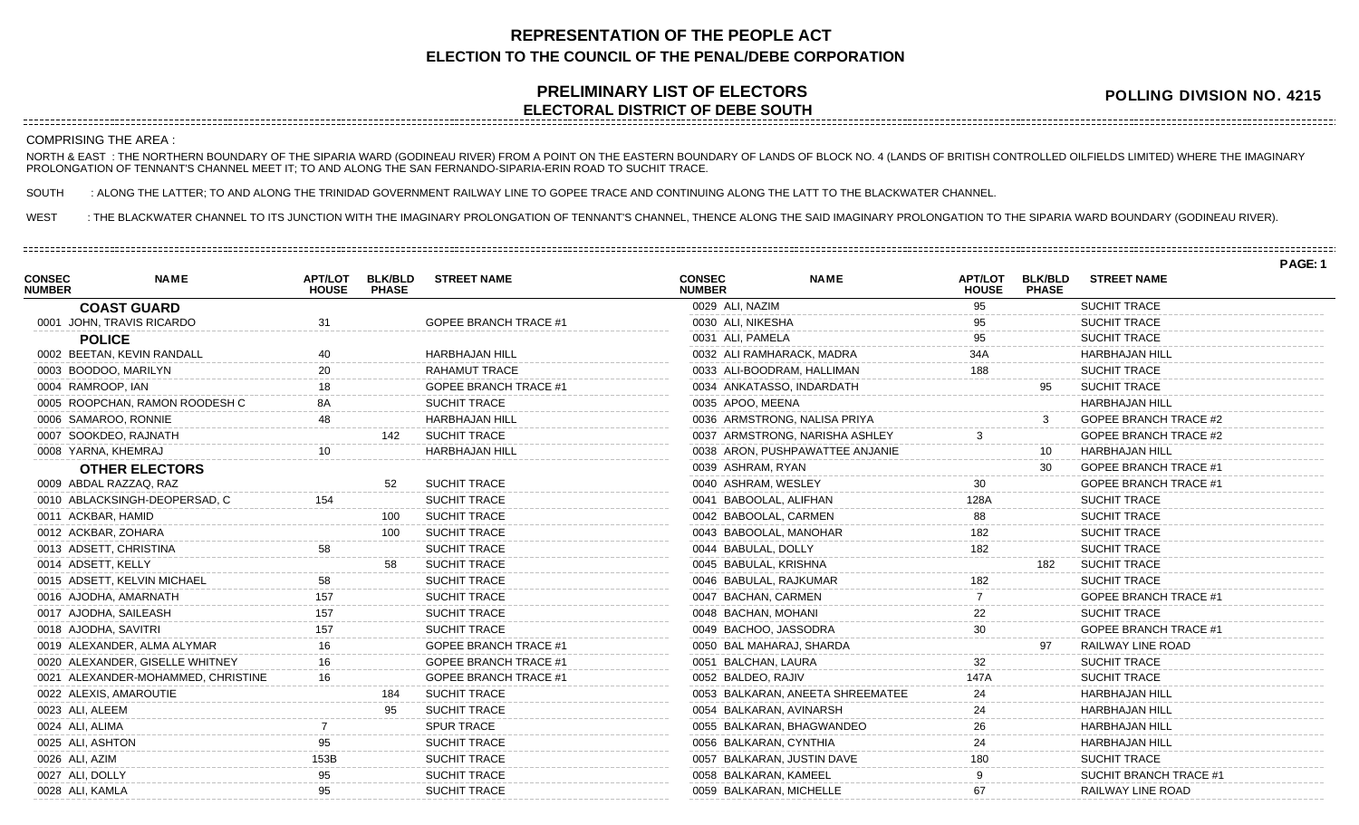# REPRESENTATION OF THE PEOPLE ACT
## ELECTION TO THE COUNCIL OF THE PENAL/DEBE CORPORATION

## PRELIMINARY LIST OF ELECTORS
## ELECTORAL DISTRICT OF DEBE SOUTH

**POLLING DIVISION NO. 4215**

COMPRISING THE AREA :

NORTH & EAST : THE NORTHERN BOUNDARY OF THE SIPARIA WARD (GODINEAU RIVER) FROM A POINT ON THE EASTERN BOUNDARY OF LANDS OF BLOCK NO. 4 (LANDS OF BRITISH CONTROLLED OILFIELDS LIMITED) WHERE THE IMAGINARY PROLONGATION OF TENNANT'S CHANNEL MEET IT; TO AND ALONG THE SAN FERNANDO-SIPARIA-ERIN ROAD TO SUCHIT TRACE.

SOUTH : ALONG THE LATTER; TO AND ALONG THE TRINIDAD GOVERNMENT RAILWAY LINE TO GOPEE TRACE AND CONTINUING ALONG THE LATT TO THE BLACKWATER CHANNEL.

WEST : THE BLACKWATER CHANNEL TO ITS JUNCTION WITH THE IMAGINARY PROLONGATION OF TENNANT'S CHANNEL, THENCE ALONG THE SAID IMAGINARY PROLONGATION TO THE SIPARIA WARD BOUNDARY (GODINEAU RIVER).

| CONSEC NUMBER | NAME | APT/LOT HOUSE | BLK/BLD PHASE | STREET NAME |
|---|---|---|---|---|
| | **COAST GUARD** | | | |
| 0001 | JOHN, TRAVIS RICARDO | 31 | | GOPEE BRANCH TRACE #1 |
| | **POLICE** | | | |
| 0002 | BEETAN, KEVIN RANDALL | 40 | | HARBHAJAN HILL |
| 0003 | BOODOO, MARILYN | 20 | | RAHAMUT TRACE |
| 0004 | RAMROOP, IAN | 18 | | GOPEE BRANCH TRACE #1 |
| 0005 | ROOPCHAN, RAMON ROODESH C | 8A | | SUCHIT TRACE |
| 0006 | SAMAROO, RONNIE | 48 | | HARBHAJAN HILL |
| 0007 | SOOKDEO, RAJNATH | | 142 | SUCHIT TRACE |
| 0008 | YARNA, KHEMRAJ | 10 | | HARBHAJAN HILL |
| | **OTHER ELECTORS** | | | |
| 0009 | ABDAL RAZZAQ, RAZ | | 52 | SUCHIT TRACE |
| 0010 | ABLACKSINGH-DEOPERSAD, C | 154 | | SUCHIT TRACE |
| 0011 | ACKBAR, HAMID | | 100 | SUCHIT TRACE |
| 0012 | ACKBAR, ZOHARA | | 100 | SUCHIT TRACE |
| 0013 | ADSETT, CHRISTINA | 58 | | SUCHIT TRACE |
| 0014 | ADSETT, KELLY | | 58 | SUCHIT TRACE |
| 0015 | ADSETT, KELVIN MICHAEL | 58 | | SUCHIT TRACE |
| 0016 | AJODHA, AMARNATH | 157 | | SUCHIT TRACE |
| 0017 | AJODHA, SAILEASH | 157 | | SUCHIT TRACE |
| 0018 | AJODHA, SAVITRI | 157 | | SUCHIT TRACE |
| 0019 | ALEXANDER, ALMA ALYMAR | 16 | | GOPEE BRANCH TRACE #1 |
| 0020 | ALEXANDER, GISELLE WHITNEY | 16 | | GOPEE BRANCH TRACE #1 |
| 0021 | ALEXANDER-MOHAMMED, CHRISTINE | 16 | | GOPEE BRANCH TRACE #1 |
| 0022 | ALEXIS, AMAROUTIE | | 184 | SUCHIT TRACE |
| 0023 | ALI, ALEEM | | 95 | SUCHIT TRACE |
| 0024 | ALI, ALIMA | 7 | | SPUR TRACE |
| 0025 | ALI, ASHTON | 95 | | SUCHIT TRACE |
| 0026 | ALI, AZIM | 153B | | SUCHIT TRACE |
| 0027 | ALI, DOLLY | 95 | | SUCHIT TRACE |
| 0028 | ALI, KAMLA | 95 | | SUCHIT TRACE |
| 0029 | ALI, NAZIM | 95 | | SUCHIT TRACE |
| 0030 | ALI, NIKESHA | 95 | | SUCHIT TRACE |
| 0031 | ALI, PAMELA | 95 | | SUCHIT TRACE |
| 0032 | ALI RAMHARACK, MADRA | 34A | | HARBHAJAN HILL |
| 0033 | ALI-BOODRAM, HALLIMAN | 188 | | SUCHIT TRACE |
| 0034 | ANKATASSO, INDARDATH | | 95 | SUCHIT TRACE |
| 0035 | APOO, MEENA | | | HARBHAJAN HILL |
| 0036 | ARMSTRONG, NALISA PRIYA | | 3 | GOPEE BRANCH TRACE #2 |
| 0037 | ARMSTRONG, NARISHA ASHLEY | 3 | | GOPEE BRANCH TRACE #2 |
| 0038 | ARON, PUSHPAWATTEE ANJANIE | | 10 | HARBHAJAN HILL |
| 0039 | ASHRAM, RYAN | | 30 | GOPEE BRANCH TRACE #1 |
| 0040 | ASHRAM, WESLEY | 30 | | GOPEE BRANCH TRACE #1 |
| 0041 | BABOOLAL, ALIFHAN | 128A | | SUCHIT TRACE |
| 0042 | BABOOLAL, CARMEN | 88 | | SUCHIT TRACE |
| 0043 | BABOOLAL, MANOHAR | 182 | | SUCHIT TRACE |
| 0044 | BABULAL, DOLLY | 182 | | SUCHIT TRACE |
| 0045 | BABULAL, KRISHNA | | 182 | SUCHIT TRACE |
| 0046 | BABULAL, RAJKUMAR | 182 | | SUCHIT TRACE |
| 0047 | BACHAN, CARMEN | 7 | | GOPEE BRANCH TRACE #1 |
| 0048 | BACHAN, MOHANI | 22 | | SUCHIT TRACE |
| 0049 | BACHOO, JASSODRA | 30 | | GOPEE BRANCH TRACE #1 |
| 0050 | BAL MAHARAJ, SHARDA | | 97 | RAILWAY LINE ROAD |
| 0051 | BALCHAN, LAURA | 32 | | SUCHIT TRACE |
| 0052 | BALDEO, RAJIV | 147A | | SUCHIT TRACE |
| 0053 | BALKARAN, ANEETA SHREEMATEE | 24 | | HARBHAJAN HILL |
| 0054 | BALKARAN, AVINARSH | 24 | | HARBHAJAN HILL |
| 0055 | BALKARAN, BHAGWANDEO | 26 | | HARBHAJAN HILL |
| 0056 | BALKARAN, CYNTHIA | 24 | | HARBHAJAN HILL |
| 0057 | BALKARAN, JUSTIN DAVE | 180 | | SUCHIT TRACE |
| 0058 | BALKARAN, KAMEEL | 9 | | SUCHIT BRANCH TRACE #1 |
| 0059 | BALKARAN, MICHELLE | 67 | | RAILWAY LINE ROAD |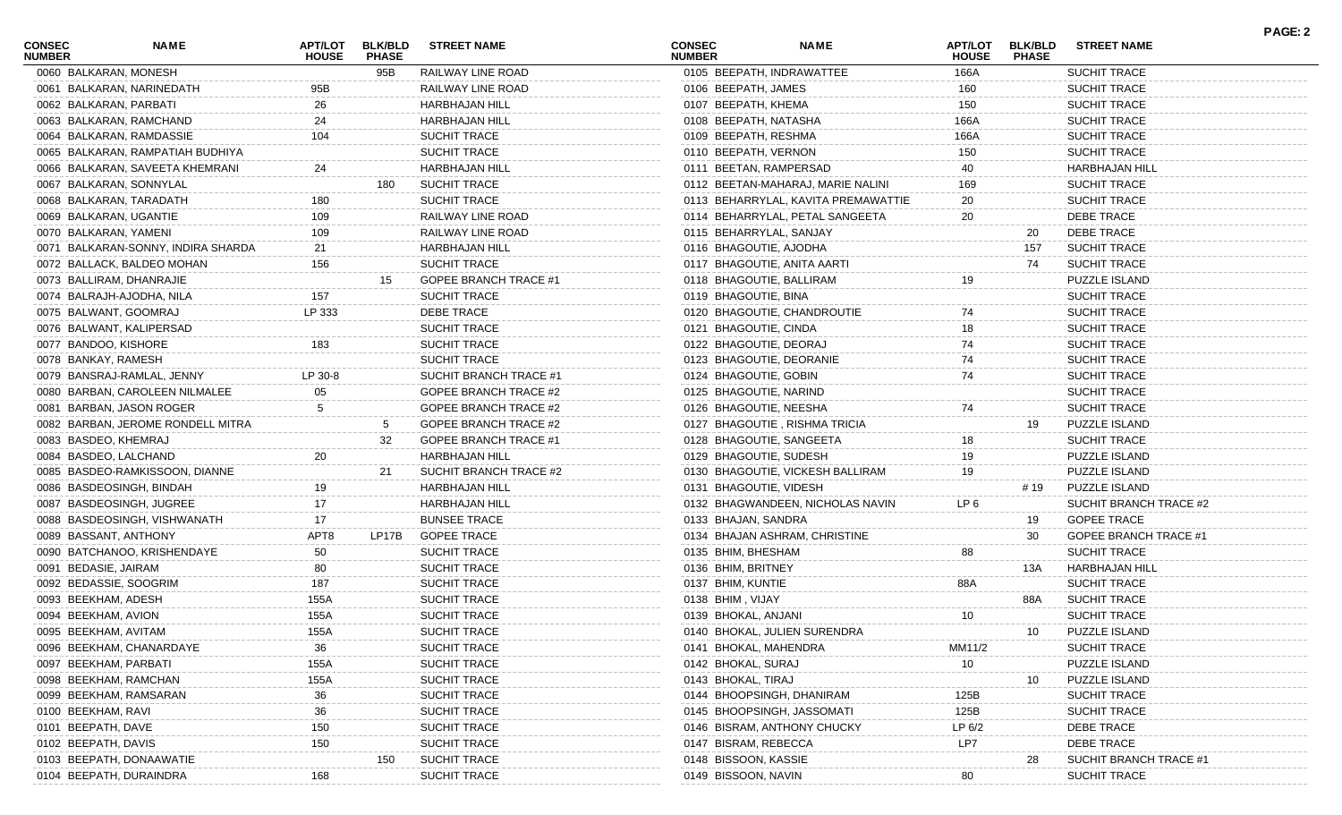| CONSEC NUMBER | NAME | APT/LOT HOUSE | BLK/BLD PHASE | STREET NAME |
|---|---|---|---|---|
| 0060 | BALKARAN, MONESH | | 95B | RAILWAY LINE ROAD |
| 0061 | BALKARAN, NARINEDATH | 95B | | RAILWAY LINE ROAD |
| 0062 | BALKARAN, PARBATI | 26 | | HARBHAJAN HILL |
| 0063 | BALKARAN, RAMCHAND | 24 | | HARBHAJAN HILL |
| 0064 | BALKARAN, RAMDASSIE | 104 | | SUCHIT TRACE |
| 0065 | BALKARAN, RAMPATIAH BUDHIYA | | | SUCHIT TRACE |
| 0066 | BALKARAN, SAVEETA KHEMRANI | 24 | | HARBHAJAN HILL |
| 0067 | BALKARAN, SONNYLAL | | 180 | SUCHIT TRACE |
| 0068 | BALKARAN, TARADATH | 180 | | SUCHIT TRACE |
| 0069 | BALKARAN, UGANTIE | 109 | | RAILWAY LINE ROAD |
| 0070 | BALKARAN, YAMENI | 109 | | RAILWAY LINE ROAD |
| 0071 | BALKARAN-SONNY, INDIRA SHARDA | 21 | | HARBHAJAN HILL |
| 0072 | BALLACK, BALDEO MOHAN | 156 | | SUCHIT TRACE |
| 0073 | BALLIRAM, DHANRAJIE | | 15 | GOPEE BRANCH TRACE #1 |
| 0074 | BALRAJH-AJODHA, NILA | 157 | | SUCHIT TRACE |
| 0075 | BALWANT, GOOMRAJ | LP 333 | | DEBE TRACE |
| 0076 | BALWANT, KALIPERSAD | | | SUCHIT TRACE |
| 0077 | BANDOO, KISHORE | 183 | | SUCHIT TRACE |
| 0078 | BANKAY, RAMESH | | | SUCHIT TRACE |
| 0079 | BANSRAJ-RAMLAL, JENNY | LP 30-8 | | SUCHIT BRANCH TRACE #1 |
| 0080 | BARBAN, CAROLEEN NILMALEE | 05 | | GOPEE BRANCH TRACE #2 |
| 0081 | BARBAN, JASON ROGER | 5 | | GOPEE BRANCH TRACE #2 |
| 0082 | BARBAN, JEROME RONDELL MITRA | | 5 | GOPEE BRANCH TRACE #2 |
| 0083 | BASDEO, KHEMRAJ | | 32 | GOPEE BRANCH TRACE #1 |
| 0084 | BASDEO, LALCHAND | 20 | | HARBHAJAN HILL |
| 0085 | BASDEO-RAMKISSOON, DIANNE | | 21 | SUCHIT BRANCH TRACE #2 |
| 0086 | BASDEOSINGH, BINDAH | 19 | | HARBHAJAN HILL |
| 0087 | BASDEOSINGH, JUGREE | 17 | | HARBHAJAN HILL |
| 0088 | BASDEOSINGH, VISHWANATH | 17 | | BUNSEE TRACE |
| 0089 | BASSANT, ANTHONY | APT8 | LP17B | GOPEE TRACE |
| 0090 | BATCHANOO, KRISHENDAYE | 50 | | SUCHIT TRACE |
| 0091 | BEDASIE, JAIRAM | 80 | | SUCHIT TRACE |
| 0092 | BEDASSIE, SOOGRIM | 187 | | SUCHIT TRACE |
| 0093 | BEEKHAM, ADESH | 155A | | SUCHIT TRACE |
| 0094 | BEEKHAM, AVION | 155A | | SUCHIT TRACE |
| 0095 | BEEKHAM, AVITAM | 155A | | SUCHIT TRACE |
| 0096 | BEEKHAM, CHANARDAYE | 36 | | SUCHIT TRACE |
| 0097 | BEEKHAM, PARBATI | 155A | | SUCHIT TRACE |
| 0098 | BEEKHAM, RAMCHAN | 155A | | SUCHIT TRACE |
| 0099 | BEEKHAM, RAMSARAN | 36 | | SUCHIT TRACE |
| 0100 | BEEKHAM, RAVI | 36 | | SUCHIT TRACE |
| 0101 | BEEPATH, DAVE | 150 | | SUCHIT TRACE |
| 0102 | BEEPATH, DAVIS | 150 | | SUCHIT TRACE |
| 0103 | BEEPATH, DONAAWATIE | | 150 | SUCHIT TRACE |
| 0104 | BEEPATH, DURAINDRA | 168 | | SUCHIT TRACE |
| 0105 | BEEPATH, INDRAWATTEE | 166A | | SUCHIT TRACE |
| 0106 | BEEPATH, JAMES | 160 | | SUCHIT TRACE |
| 0107 | BEEPATH, KHEMA | 150 | | SUCHIT TRACE |
| 0108 | BEEPATH, NATASHA | 166A | | SUCHIT TRACE |
| 0109 | BEEPATH, RESHMA | 166A | | SUCHIT TRACE |
| 0110 | BEEPATH, VERNON | 150 | | SUCHIT TRACE |
| 0111 | BEETAN, RAMPERSAD | 40 | | HARBHAJAN HILL |
| 0112 | BEETAN-MAHARAJ, MARIE NALINI | 169 | | SUCHIT TRACE |
| 0113 | BEHARRYLAL, KAVITA PREMAWATTIE | 20 | | SUCHIT TRACE |
| 0114 | BEHARRYLAL, PETAL SANGEETA | 20 | | DEBE TRACE |
| 0115 | BEHARRYLAL, SANJAY | | 20 | DEBE TRACE |
| 0116 | BHAGOUTIE, AJODHA | | 157 | SUCHIT TRACE |
| 0117 | BHAGOUTIE, ANITA AARTI | | 74 | SUCHIT TRACE |
| 0118 | BHAGOUTIE, BALLIRAM | 19 | | PUZZLE ISLAND |
| 0119 | BHAGOUTIE, BINA | | | SUCHIT TRACE |
| 0120 | BHAGOUTIE, CHANDROUTIE | 74 | | SUCHIT TRACE |
| 0121 | BHAGOUTIE, CINDA | 18 | | SUCHIT TRACE |
| 0122 | BHAGOUTIE, DEORAJ | 74 | | SUCHIT TRACE |
| 0123 | BHAGOUTIE, DEORANIE | 74 | | SUCHIT TRACE |
| 0124 | BHAGOUTIE, GOBIN | 74 | | SUCHIT TRACE |
| 0125 | BHAGOUTIE, NARIND | | | SUCHIT TRACE |
| 0126 | BHAGOUTIE, NEESHA | 74 | | SUCHIT TRACE |
| 0127 | BHAGOUTIE , RISHMA TRICIA | | 19 | PUZZLE ISLAND |
| 0128 | BHAGOUTIE, SANGEETA | 18 | | SUCHIT TRACE |
| 0129 | BHAGOUTIE, SUDESH | 19 | | PUZZLE ISLAND |
| 0130 | BHAGOUTIE, VICKESH BALLIRAM | 19 | | PUZZLE ISLAND |
| 0131 | BHAGOUTIE, VIDESH | | # 19 | PUZZLE ISLAND |
| 0132 | BHAGWANDEEN, NICHOLAS NAVIN | LP 6 | | SUCHIT BRANCH TRACE #2 |
| 0133 | BHAJAN, SANDRA | | 19 | GOPEE TRACE |
| 0134 | BHAJAN ASHRAM, CHRISTINE | | 30 | GOPEE BRANCH TRACE #1 |
| 0135 | BHIM, BHESHAM | 88 | | SUCHIT TRACE |
| 0136 | BHIM, BRITNEY | | 13A | HARBHAJAN HILL |
| 0137 | BHIM, KUNTIE | 88A | | SUCHIT TRACE |
| 0138 | BHIM , VIJAY | | 88A | SUCHIT TRACE |
| 0139 | BHOKAL, ANJANI | 10 | | SUCHIT TRACE |
| 0140 | BHOKAL, JULIEN SURENDRA | | 10 | PUZZLE ISLAND |
| 0141 | BHOKAL, MAHENDRA | MM11/2 | | SUCHIT TRACE |
| 0142 | BHOKAL, SURAJ | 10 | | PUZZLE ISLAND |
| 0143 | BHOKAL, TIRAJ | | 10 | PUZZLE ISLAND |
| 0144 | BHOOPSINGH, DHANIRAM | 125B | | SUCHIT TRACE |
| 0145 | BHOOPSINGH, JASSOMATI | 125B | | SUCHIT TRACE |
| 0146 | BISRAM, ANTHONY CHUCKY | LP 6/2 | | DEBE TRACE |
| 0147 | BISRAM, REBECCA | LP7 | | DEBE TRACE |
| 0148 | BISSOON, KASSIE | | 28 | SUCHIT BRANCH TRACE #1 |
| 0149 | BISSOON, NAVIN | 80 | | SUCHIT TRACE |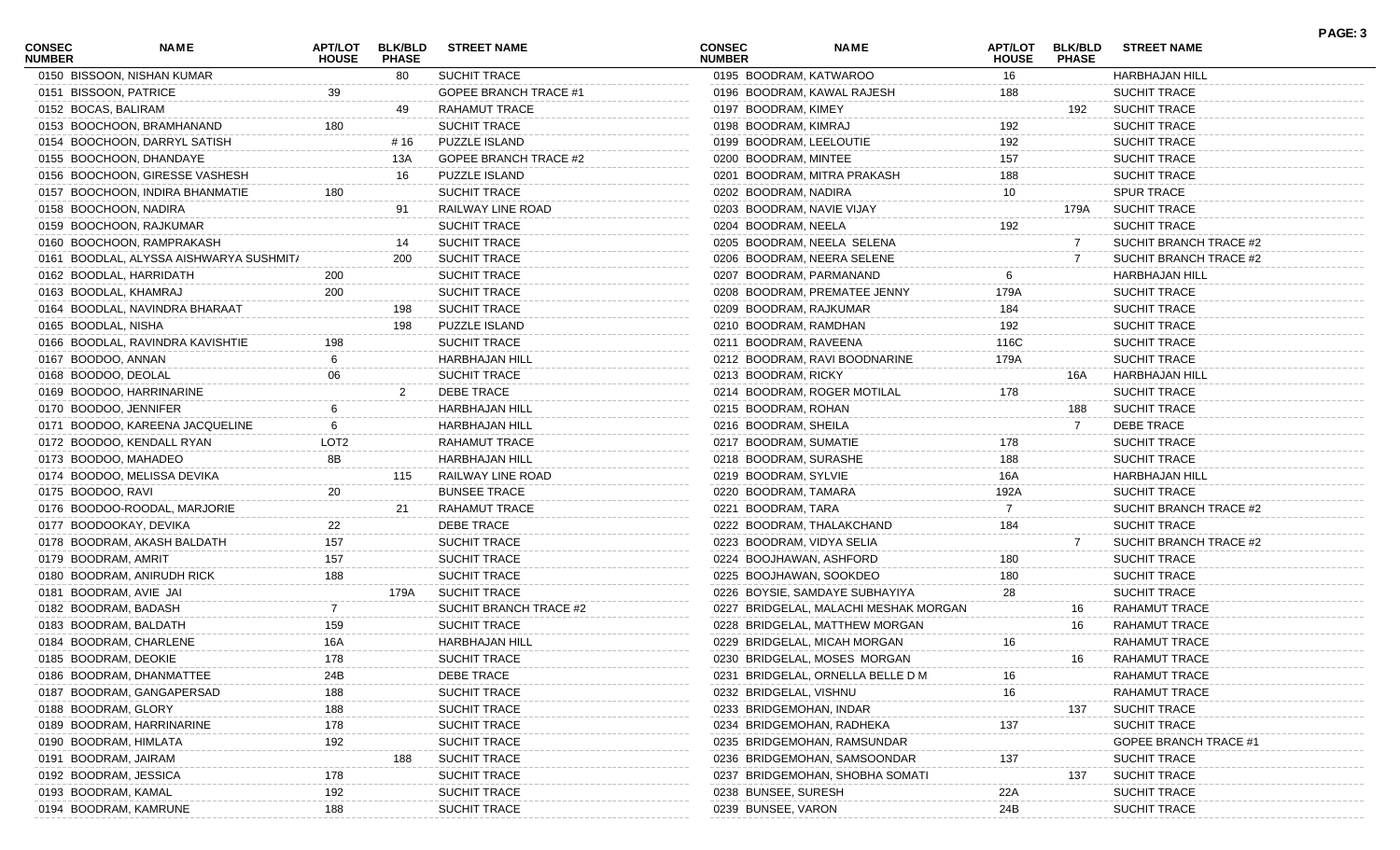| CONSEC NUMBER | NAME | APT/LOT HOUSE | BLK/BLD PHASE | STREET NAME |
|---|---|---|---|---|
| 0150 | BISSOON, NISHAN KUMAR | | 80 | SUCHIT TRACE |
| 0151 | BISSOON, PATRICE | 39 | | GOPEE BRANCH TRACE #1 |
| 0152 | BOCAS, BALIRAM | | 49 | RAHAMUT TRACE |
| 0153 | BOOCHOON, BRAMHANAND | 180 | | SUCHIT TRACE |
| 0154 | BOOCHOON, DARRYL SATISH | | # 16 | PUZZLE ISLAND |
| 0155 | BOOCHOON, DHANDAYE | | 13A | GOPEE BRANCH TRACE #2 |
| 0156 | BOOCHOON, GIRESSE VASHESH | | 16 | PUZZLE ISLAND |
| 0157 | BOOCHOON, INDIRA BHANMATIE | 180 | | SUCHIT TRACE |
| 0158 | BOOCHOON, NADIRA | | 91 | RAILWAY LINE ROAD |
| 0159 | BOOCHOON, RAJKUMAR | | | SUCHIT TRACE |
| 0160 | BOOCHOON, RAMPRAKASH | | 14 | SUCHIT TRACE |
| 0161 | BOODLAL, ALYSSA AISHWARYA SUSHMIT/ | | 200 | SUCHIT TRACE |
| 0162 | BOODLAL, HARRIDATH | 200 | | SUCHIT TRACE |
| 0163 | BOODLAL, KHAMRAJ | 200 | | SUCHIT TRACE |
| 0164 | BOODLAL, NAVINDRA BHARAAT | | 198 | SUCHIT TRACE |
| 0165 | BOODLAL, NISHA | | 198 | PUZZLE ISLAND |
| 0166 | BOODLAL, RAVINDRA KAVISHTIE | 198 | | SUCHIT TRACE |
| 0167 | BOODOO, ANNAN | 6 | | HARBHAJAN HILL |
| 0168 | BOODOO, DEOLAL | 06 | | SUCHIT TRACE |
| 0169 | BOODOO, HARRINARINE | | 2 | DEBE TRACE |
| 0170 | BOODOO, JENNIFER | 6 | | HARBHAJAN HILL |
| 0171 | BOODOO, KAREENA JACQUELINE | 6 | | HARBHAJAN HILL |
| 0172 | BOODOO, KENDALL RYAN | LOT2 | | RAHAMUT TRACE |
| 0173 | BOODOO, MAHADEO | 8B | | HARBHAJAN HILL |
| 0174 | BOODOO, MELISSA DEVIKA | | 115 | RAILWAY LINE ROAD |
| 0175 | BOODOO, RAVI | 20 | | BUNSEE TRACE |
| 0176 | BOODOO-ROODAL, MARJORIE | | 21 | RAHAMUT TRACE |
| 0177 | BOODOOKAY, DEVIKA | 22 | | DEBE TRACE |
| 0178 | BOODRAM, AKASH BALDATH | 157 | | SUCHIT TRACE |
| 0179 | BOODRAM, AMRIT | 157 | | SUCHIT TRACE |
| 0180 | BOODRAM, ANIRUDH RICK | 188 | | SUCHIT TRACE |
| 0181 | BOODRAM, AVIE JAI | | 179A | SUCHIT TRACE |
| 0182 | BOODRAM, BADASH | 7 | | SUCHIT BRANCH TRACE #2 |
| 0183 | BOODRAM, BALDATH | 159 | | SUCHIT TRACE |
| 0184 | BOODRAM, CHARLENE | 16A | | HARBHAJAN HILL |
| 0185 | BOODRAM, DEOKIE | 178 | | SUCHIT TRACE |
| 0186 | BOODRAM, DHANMATTEE | 24B | | DEBE TRACE |
| 0187 | BOODRAM, GANGAPERSAD | 188 | | SUCHIT TRACE |
| 0188 | BOODRAM, GLORY | 188 | | SUCHIT TRACE |
| 0189 | BOODRAM, HARRINARINE | 178 | | SUCHIT TRACE |
| 0190 | BOODRAM, HIMLATA | 192 | | SUCHIT TRACE |
| 0191 | BOODRAM, JAIRAM | | 188 | SUCHIT TRACE |
| 0192 | BOODRAM, JESSICA | 178 | | SUCHIT TRACE |
| 0193 | BOODRAM, KAMAL | 192 | | SUCHIT TRACE |
| 0194 | BOODRAM, KAMRUNE | 188 | | SUCHIT TRACE |
| 0195 | BOODRAM, KATWAROO | 16 | | HARBHAJAN HILL |
| 0196 | BOODRAM, KAWAL RAJESH | 188 | | SUCHIT TRACE |
| 0197 | BOODRAM, KIMEY | | 192 | SUCHIT TRACE |
| 0198 | BOODRAM, KIMRAJ | 192 | | SUCHIT TRACE |
| 0199 | BOODRAM, LEELOUTIE | 192 | | SUCHIT TRACE |
| 0200 | BOODRAM, MINTEE | 157 | | SUCHIT TRACE |
| 0201 | BOODRAM, MITRA PRAKASH | 188 | | SUCHIT TRACE |
| 0202 | BOODRAM, NADIRA | 10 | | SPUR TRACE |
| 0203 | BOODRAM, NAVIE VIJAY | | 179A | SUCHIT TRACE |
| 0204 | BOODRAM, NEELA | 192 | | SUCHIT TRACE |
| 0205 | BOODRAM, NEELA SELENA | | 7 | SUCHIT BRANCH TRACE #2 |
| 0206 | BOODRAM, NEERA SELENE | | 7 | SUCHIT BRANCH TRACE #2 |
| 0207 | BOODRAM, PARMANAND | 6 | | HARBHAJAN HILL |
| 0208 | BOODRAM, PREMATEE JENNY | 179A | | SUCHIT TRACE |
| 0209 | BOODRAM, RAJKUMAR | 184 | | SUCHIT TRACE |
| 0210 | BOODRAM, RAMDHAN | 192 | | SUCHIT TRACE |
| 0211 | BOODRAM, RAVEENA | 116C | | SUCHIT TRACE |
| 0212 | BOODRAM, RAVI BOODNARINE | 179A | | SUCHIT TRACE |
| 0213 | BOODRAM, RICKY | | 16A | HARBHAJAN HILL |
| 0214 | BOODRAM, ROGER MOTILAL | 178 | | SUCHIT TRACE |
| 0215 | BOODRAM, ROHAN | | 188 | SUCHIT TRACE |
| 0216 | BOODRAM, SHEILA | | 7 | DEBE TRACE |
| 0217 | BOODRAM, SUMATIE | 178 | | SUCHIT TRACE |
| 0218 | BOODRAM, SURASHE | 188 | | SUCHIT TRACE |
| 0219 | BOODRAM, SYLVIE | 16A | | HARBHAJAN HILL |
| 0220 | BOODRAM, TAMARA | 192A | | SUCHIT TRACE |
| 0221 | BOODRAM, TARA | 7 | | SUCHIT BRANCH TRACE #2 |
| 0222 | BOODRAM, THALAKCHAND | 184 | | SUCHIT TRACE |
| 0223 | BOODRAM, VIDYA SELIA | | 7 | SUCHIT BRANCH TRACE #2 |
| 0224 | BOOJHAWAN, ASHFORD | 180 | | SUCHIT TRACE |
| 0225 | BOOJHAWAN, SOOKDEO | 180 | | SUCHIT TRACE |
| 0226 | BOYSIE, SAMDAYE SUBHAYIYA | 28 | | SUCHIT TRACE |
| 0227 | BRIDGELAL, MALACHI MESHAK MORGAN | | 16 | RAHAMUT TRACE |
| 0228 | BRIDGELAL, MATTHEW MORGAN | | 16 | RAHAMUT TRACE |
| 0229 | BRIDGELAL, MICAH MORGAN | 16 | | RAHAMUT TRACE |
| 0230 | BRIDGELAL, MOSES MORGAN | | 16 | RAHAMUT TRACE |
| 0231 | BRIDGELAL, ORNELLA BELLE D M | 16 | | RAHAMUT TRACE |
| 0232 | BRIDGELAL, VISHNU | 16 | | RAHAMUT TRACE |
| 0233 | BRIDGEMOHAN, INDAR | | 137 | SUCHIT TRACE |
| 0234 | BRIDGEMOHAN, RADHEKA | 137 | | SUCHIT TRACE |
| 0235 | BRIDGEMOHAN, RAMSUNDAR | | | GOPEE BRANCH TRACE #1 |
| 0236 | BRIDGEMOHAN, SAMSOONDAR | 137 | | SUCHIT TRACE |
| 0237 | BRIDGEMOHAN, SHOBHA SOMATI | | 137 | SUCHIT TRACE |
| 0238 | BUNSEE, SURESH | 22A | | SUCHIT TRACE |
| 0239 | BUNSEE, VARON | 24B | | SUCHIT TRACE |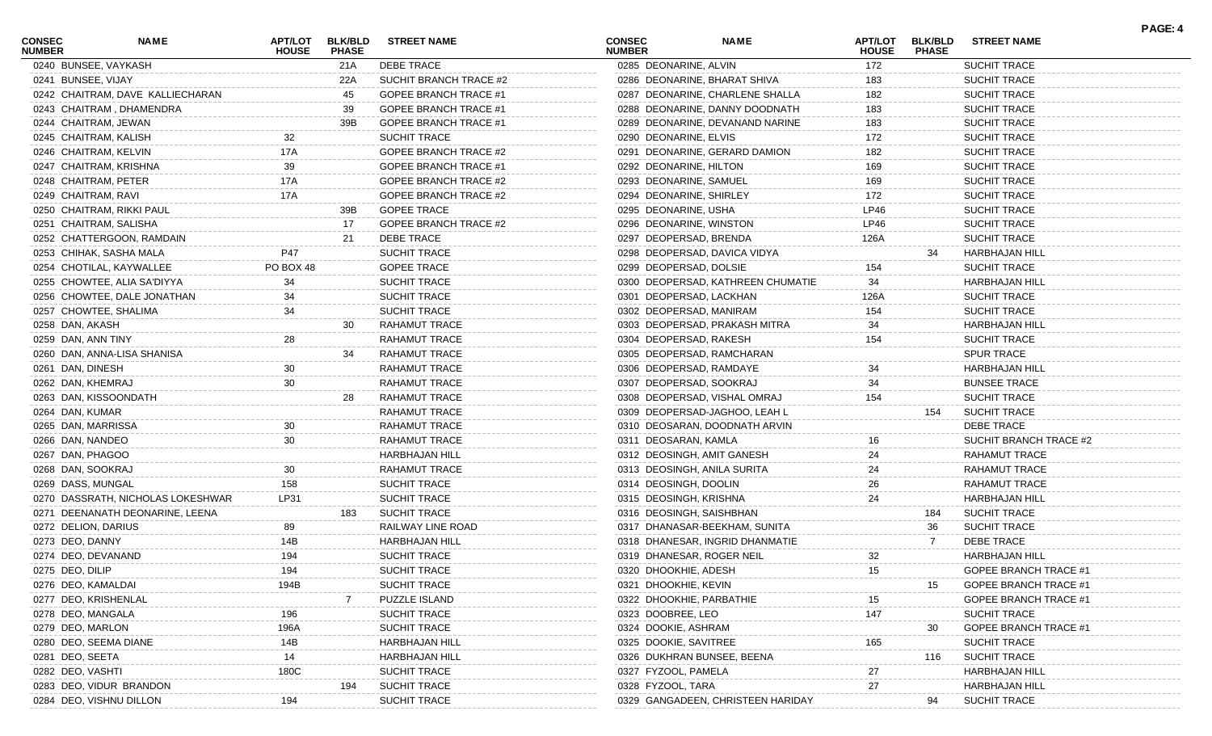| CONSEC NUMBER | NAME | APT/LOT HOUSE | BLK/BLD PHASE | STREET NAME |
|---|---|---|---|---|
| 0240 | BUNSEE, VAYKASH | | 21A | DEBE TRACE |
| 0241 | BUNSEE, VIJAY | | 22A | SUCHIT BRANCH TRACE #2 |
| 0242 | CHAITRAM, DAVE KALLIECHARAN | | 45 | GOPEE BRANCH TRACE #1 |
| 0243 | CHAITRAM , DHAMENDRA | | 39 | GOPEE BRANCH TRACE #1 |
| 0244 | CHAITRAM, JEWAN | | 39B | GOPEE BRANCH TRACE #1 |
| 0245 | CHAITRAM, KALISH | 32 | | SUCHIT TRACE |
| 0246 | CHAITRAM, KELVIN | 17A | | GOPEE BRANCH TRACE #2 |
| 0247 | CHAITRAM, KRISHNA | 39 | | GOPEE BRANCH TRACE #1 |
| 0248 | CHAITRAM, PETER | 17A | | GOPEE BRANCH TRACE #2 |
| 0249 | CHAITRAM, RAVI | 17A | | GOPEE BRANCH TRACE #2 |
| 0250 | CHAITRAM, RIKKI PAUL | | 39B | GOPEE TRACE |
| 0251 | CHAITRAM, SALISHA | | 17 | GOPEE BRANCH TRACE #2 |
| 0252 | CHATTERGOON, RAMDAIN | | 21 | DEBE TRACE |
| 0253 | CHIHAK, SASHA MALA | P47 | | SUCHIT TRACE |
| 0254 | CHOTILAL, KAYWALLEE | PO BOX 48 | | GOPEE TRACE |
| 0255 | CHOWTEE, ALIA SA'DIYYA | 34 | | SUCHIT TRACE |
| 0256 | CHOWTEE, DALE JONATHAN | 34 | | SUCHIT TRACE |
| 0257 | CHOWTEE, SHALIMA | 34 | | SUCHIT TRACE |
| 0258 | DAN, AKASH | | 30 | RAHAMUT TRACE |
| 0259 | DAN, ANN TINY | 28 | | RAHAMUT TRACE |
| 0260 | DAN, ANNA-LISA SHANISA | | 34 | RAHAMUT TRACE |
| 0261 | DAN, DINESH | 30 | | RAHAMUT TRACE |
| 0262 | DAN, KHEMRAJ | 30 | | RAHAMUT TRACE |
| 0263 | DAN, KISSOONDATH | | 28 | RAHAMUT TRACE |
| 0264 | DAN, KUMAR | | | RAHAMUT TRACE |
| 0265 | DAN, MARRISSA | 30 | | RAHAMUT TRACE |
| 0266 | DAN, NANDEO | 30 | | RAHAMUT TRACE |
| 0267 | DAN, PHAGOO | | | HARBHAJAN HILL |
| 0268 | DAN, SOOKRAJ | 30 | | RAHAMUT TRACE |
| 0269 | DASS, MUNGAL | 158 | | SUCHIT TRACE |
| 0270 | DASSRATH, NICHOLAS LOKESHWAR | LP31 | | SUCHIT TRACE |
| 0271 | DEENANATH DEONARINE, LEENA | | 183 | SUCHIT TRACE |
| 0272 | DELION, DARIUS | 89 | | RAILWAY LINE ROAD |
| 0273 | DEO, DANNY | 14B | | HARBHAJAN HILL |
| 0274 | DEO, DEVANAND | 194 | | SUCHIT TRACE |
| 0275 | DEO, DILIP | 194 | | SUCHIT TRACE |
| 0276 | DEO, KAMALDAI | 194B | | SUCHIT TRACE |
| 0277 | DEO, KRISHENLAL | | 7 | PUZZLE ISLAND |
| 0278 | DEO, MANGALA | 196 | | SUCHIT TRACE |
| 0279 | DEO, MARLON | 196A | | SUCHIT TRACE |
| 0280 | DEO, SEEMA DIANE | 14B | | HARBHAJAN HILL |
| 0281 | DEO, SEETA | 14 | | HARBHAJAN HILL |
| 0282 | DEO, VASHTI | 180C | | SUCHIT TRACE |
| 0283 | DEO, VIDUR BRANDON | | 194 | SUCHIT TRACE |
| 0284 | DEO, VISHNU DILLON | 194 | | SUCHIT TRACE |
| 0285 | DEONARINE, ALVIN | 172 | | SUCHIT TRACE |
| 0286 | DEONARINE, BHARAT SHIVA | 183 | | SUCHIT TRACE |
| 0287 | DEONARINE, CHARLENE SHALLA | 182 | | SUCHIT TRACE |
| 0288 | DEONARINE, DANNY DOODNATH | 183 | | SUCHIT TRACE |
| 0289 | DEONARINE, DEVANAND NARINE | 183 | | SUCHIT TRACE |
| 0290 | DEONARINE, ELVIS | 172 | | SUCHIT TRACE |
| 0291 | DEONARINE, GERARD DAMION | 182 | | SUCHIT TRACE |
| 0292 | DEONARINE, HILTON | 169 | | SUCHIT TRACE |
| 0293 | DEONARINE, SAMUEL | 169 | | SUCHIT TRACE |
| 0294 | DEONARINE, SHIRLEY | 172 | | SUCHIT TRACE |
| 0295 | DEONARINE, USHA | LP46 | | SUCHIT TRACE |
| 0296 | DEONARINE, WINSTON | LP46 | | SUCHIT TRACE |
| 0297 | DEOPERSAD, BRENDA | 126A | | SUCHIT TRACE |
| 0298 | DEOPERSAD, DAVICA VIDYA | | 34 | HARBHAJAN HILL |
| 0299 | DEOPERSAD, DOLSIE | 154 | | SUCHIT TRACE |
| 0300 | DEOPERSAD, KATHREEN CHUMATIE | 34 | | HARBHAJAN HILL |
| 0301 | DEOPERSAD, LACKHAN | 126A | | SUCHIT TRACE |
| 0302 | DEOPERSAD, MANIRAM | 154 | | SUCHIT TRACE |
| 0303 | DEOPERSAD, PRAKASH MITRA | 34 | | HARBHAJAN HILL |
| 0304 | DEOPERSAD, RAKESH | 154 | | SUCHIT TRACE |
| 0305 | DEOPERSAD, RAMCHARAN | | | SPUR TRACE |
| 0306 | DEOPERSAD, RAMDAYE | 34 | | HARBHAJAN HILL |
| 0307 | DEOPERSAD, SOOKRAJ | 34 | | BUNSEE TRACE |
| 0308 | DEOPERSAD, VISHAL OMRAJ | 154 | | SUCHIT TRACE |
| 0309 | DEOPERSAD-JAGHOO, LEAH L | | 154 | SUCHIT TRACE |
| 0310 | DEOSARAN, DOODNATH ARVIN | | | DEBE TRACE |
| 0311 | DEOSARAN, KAMLA | 16 | | SUCHIT BRANCH TRACE #2 |
| 0312 | DEOSINGH, AMIT GANESH | 24 | | RAHAMUT TRACE |
| 0313 | DEOSINGH, ANILA SURITA | 24 | | RAHAMUT TRACE |
| 0314 | DEOSINGH, DOOLIN | 26 | | RAHAMUT TRACE |
| 0315 | DEOSINGH, KRISHNA | 24 | | HARBHAJAN HILL |
| 0316 | DEOSINGH, SAISHBHAN | | 184 | SUCHIT TRACE |
| 0317 | DHANASAR-BEEKHAM, SUNITA | | 36 | SUCHIT TRACE |
| 0318 | DHANESAR, INGRID DHANMATIE | | 7 | DEBE TRACE |
| 0319 | DHANESAR, ROGER NEIL | 32 | | HARBHAJAN HILL |
| 0320 | DHOOKHIE, ADESH | 15 | | GOPEE BRANCH TRACE #1 |
| 0321 | DHOOKHIE, KEVIN | | 15 | GOPEE BRANCH TRACE #1 |
| 0322 | DHOOKHIE, PARBATHIE | 15 | | GOPEE BRANCH TRACE #1 |
| 0323 | DOOBREE, LEO | 147 | | SUCHIT TRACE |
| 0324 | DOOKIE, ASHRAM | | 30 | GOPEE BRANCH TRACE #1 |
| 0325 | DOOKIE, SAVITREE | 165 | | SUCHIT TRACE |
| 0326 | DUKHRAN BUNSEE, BEENA | | 116 | SUCHIT TRACE |
| 0327 | FYZOOL, PAMELA | 27 | | HARBHAJAN HILL |
| 0328 | FYZOOL, TARA | 27 | | HARBHAJAN HILL |
| 0329 | GANGADEEN, CHRISTEEN HARIDAY | | 94 | SUCHIT TRACE |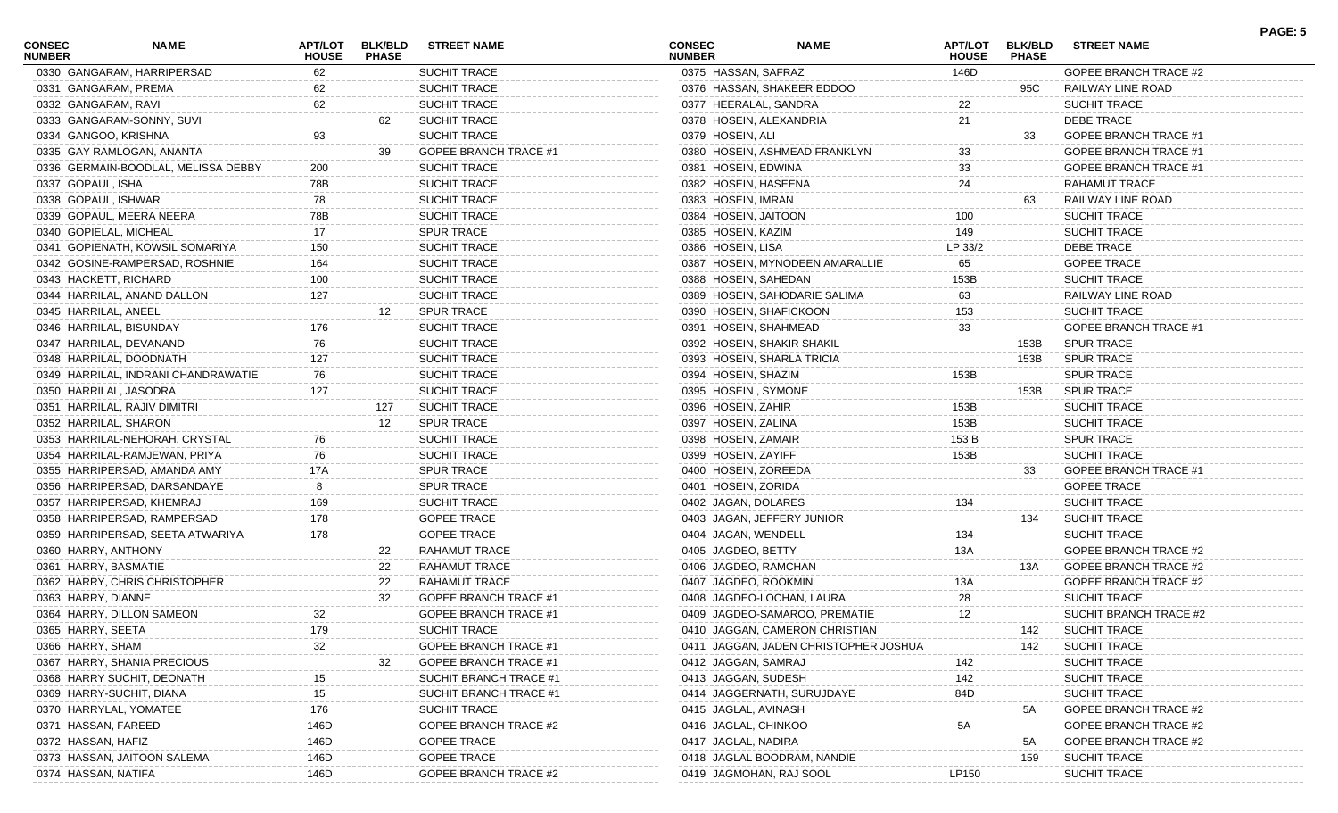| CONSEC NUMBER | NAME | APT/LOT HOUSE | BLK/BLD PHASE | STREET NAME |
|---|---|---|---|---|
| 0330 | GANGARAM, HARRIPERSAD | 62 | | SUCHIT TRACE |
| 0331 | GANGARAM, PREMA | 62 | | SUCHIT TRACE |
| 0332 | GANGARAM, RAVI | 62 | | SUCHIT TRACE |
| 0333 | GANGARAM-SONNY, SUVI | | 62 | SUCHIT TRACE |
| 0334 | GANGOO, KRISHNA | 93 | | SUCHIT TRACE |
| 0335 | GAY RAMLOGAN, ANANTA | | 39 | GOPEE BRANCH TRACE #1 |
| 0336 | GERMAIN-BOODLAL, MELISSA DEBBY | 200 | | SUCHIT TRACE |
| 0337 | GOPAUL, ISHA | 78B | | SUCHIT TRACE |
| 0338 | GOPAUL, ISHWAR | 78 | | SUCHIT TRACE |
| 0339 | GOPAUL, MEERA NEERA | 78B | | SUCHIT TRACE |
| 0340 | GOPIELAL, MICHEAL | 17 | | SPUR TRACE |
| 0341 | GOPIENATH, KOWSIL SOMARIYA | 150 | | SUCHIT TRACE |
| 0342 | GOSINE-RAMPERSAD, ROSHNIE | 164 | | SUCHIT TRACE |
| 0343 | HACKETT, RICHARD | 100 | | SUCHIT TRACE |
| 0344 | HARRILAL, ANAND DALLON | 127 | | SUCHIT TRACE |
| 0345 | HARRILAL, ANEEL | | 12 | SPUR TRACE |
| 0346 | HARRILAL, BISUNDAY | 176 | | SUCHIT TRACE |
| 0347 | HARRILAL, DEVANAND | 76 | | SUCHIT TRACE |
| 0348 | HARRILAL, DOODNATH | 127 | | SUCHIT TRACE |
| 0349 | HARRILAL, INDRANI CHANDRAWATIE | 76 | | SUCHIT TRACE |
| 0350 | HARRILAL, JASODRA | 127 | | SUCHIT TRACE |
| 0351 | HARRILAL, RAJIV DIMITRI | | 127 | SUCHIT TRACE |
| 0352 | HARRILAL, SHARON | | 12 | SPUR TRACE |
| 0353 | HARRILAL-NEHORAH, CRYSTAL | 76 | | SUCHIT TRACE |
| 0354 | HARRILAL-RAMJEWAN, PRIYA | 76 | | SUCHIT TRACE |
| 0355 | HARRIPERSAD, AMANDA AMY | 17A | | SPUR TRACE |
| 0356 | HARRIPERSAD, DARSANDAYE | 8 | | SPUR TRACE |
| 0357 | HARRIPERSAD, KHEMRAJ | 169 | | SUCHIT TRACE |
| 0358 | HARRIPERSAD, RAMPERSAD | 178 | | GOPEE TRACE |
| 0359 | HARRIPERSAD, SEETA ATWARIYA | 178 | | GOPEE TRACE |
| 0360 | HARRY, ANTHONY | | 22 | RAHAMUT TRACE |
| 0361 | HARRY, BASMATIE | | 22 | RAHAMUT TRACE |
| 0362 | HARRY, CHRIS CHRISTOPHER | | 22 | RAHAMUT TRACE |
| 0363 | HARRY, DIANNE | | 32 | GOPEE BRANCH TRACE #1 |
| 0364 | HARRY, DILLON SAMEON | 32 | | GOPEE BRANCH TRACE #1 |
| 0365 | HARRY, SEETA | 179 | | SUCHIT TRACE |
| 0366 | HARRY, SHAM | 32 | | GOPEE BRANCH TRACE #1 |
| 0367 | HARRY, SHANIA PRECIOUS | | 32 | GOPEE BRANCH TRACE #1 |
| 0368 | HARRY SUCHIT, DEONATH | 15 | | SUCHIT BRANCH TRACE #1 |
| 0369 | HARRY-SUCHIT, DIANA | 15 | | SUCHIT BRANCH TRACE #1 |
| 0370 | HARRYLAL, YOMATEE | 176 | | SUCHIT TRACE |
| 0371 | HASSAN, FAREED | 146D | | GOPEE BRANCH TRACE #2 |
| 0372 | HASSAN, HAFIZ | 146D | | GOPEE TRACE |
| 0373 | HASSAN, JAITOON SALEMA | 146D | | GOPEE TRACE |
| 0374 | HASSAN, NATIFA | 146D | | GOPEE BRANCH TRACE #2 |
| 0375 | HASSAN, SAFRAZ | 146D | | GOPEE BRANCH TRACE #2 |
| 0376 | HASSAN, SHAKEER EDDOO | | 95C | RAILWAY LINE ROAD |
| 0377 | HEERALAL, SANDRA | 22 | | SUCHIT TRACE |
| 0378 | HOSEIN, ALEXANDRIA | 21 | | DEBE TRACE |
| 0379 | HOSEIN, ALI | | 33 | GOPEE BRANCH TRACE #1 |
| 0380 | HOSEIN, ASHMEAD FRANKLYN | 33 | | GOPEE BRANCH TRACE #1 |
| 0381 | HOSEIN, EDWINA | 33 | | GOPEE BRANCH TRACE #1 |
| 0382 | HOSEIN, HASEENA | 24 | | RAHAMUT TRACE |
| 0383 | HOSEIN, IMRAN | | 63 | RAILWAY LINE ROAD |
| 0384 | HOSEIN, JAITOON | 100 | | SUCHIT TRACE |
| 0385 | HOSEIN, KAZIM | 149 | | SUCHIT TRACE |
| 0386 | HOSEIN, LISA | LP 33/2 | | DEBE TRACE |
| 0387 | HOSEIN, MYNODEEN AMARALLIE | 65 | | GOPEE TRACE |
| 0388 | HOSEIN, SAHEDAN | 153B | | SUCHIT TRACE |
| 0389 | HOSEIN, SAHODARIE SALIMA | 63 | | RAILWAY LINE ROAD |
| 0390 | HOSEIN, SHAFICKOON | 153 | | SUCHIT TRACE |
| 0391 | HOSEIN, SHAHMEAD | 33 | | GOPEE BRANCH TRACE #1 |
| 0392 | HOSEIN, SHAKIR SHAKIL | | 153B | SPUR TRACE |
| 0393 | HOSEIN, SHARLA TRICIA | | 153B | SPUR TRACE |
| 0394 | HOSEIN, SHAZIM | 153B | | SPUR TRACE |
| 0395 | HOSEIN , SYMONE | | 153B | SPUR TRACE |
| 0396 | HOSEIN, ZAHIR | 153B | | SUCHIT TRACE |
| 0397 | HOSEIN, ZALINA | 153B | | SUCHIT TRACE |
| 0398 | HOSEIN, ZAMAIR | 153 B | | SPUR TRACE |
| 0399 | HOSEIN, ZAYIFF | 153B | | SUCHIT TRACE |
| 0400 | HOSEIN, ZOREEDA | | 33 | GOPEE BRANCH TRACE #1 |
| 0401 | HOSEIN, ZORIDA | | | GOPEE TRACE |
| 0402 | JAGAN, DOLARES | 134 | | SUCHIT TRACE |
| 0403 | JAGAN, JEFFERY JUNIOR | | 134 | SUCHIT TRACE |
| 0404 | JAGAN, WENDELL | 134 | | SUCHIT TRACE |
| 0405 | JAGDEO, BETTY | 13A | | GOPEE BRANCH TRACE #2 |
| 0406 | JAGDEO, RAMCHAN | | 13A | GOPEE BRANCH TRACE #2 |
| 0407 | JAGDEO, ROOKMIN | 13A | | GOPEE BRANCH TRACE #2 |
| 0408 | JAGDEO-LOCHAN, LAURA | 28 | | SUCHIT TRACE |
| 0409 | JAGDEO-SAMAROO, PREMATIE | 12 | | SUCHIT BRANCH TRACE #2 |
| 0410 | JAGGAN, CAMERON CHRISTIAN | | 142 | SUCHIT TRACE |
| 0411 | JAGGAN, JADEN CHRISTOPHER JOSHUA | | 142 | SUCHIT TRACE |
| 0412 | JAGGAN, SAMRAJ | 142 | | SUCHIT TRACE |
| 0413 | JAGGAN, SUDESH | 142 | | SUCHIT TRACE |
| 0414 | JAGGERNATH, SURUJDAYE | 84D | | SUCHIT TRACE |
| 0415 | JAGLAL, AVINASH | | 5A | GOPEE BRANCH TRACE #2 |
| 0416 | JAGLAL, CHINKOO | 5A | | GOPEE BRANCH TRACE #2 |
| 0417 | JAGLAL, NADIRA | | 5A | GOPEE BRANCH TRACE #2 |
| 0418 | JAGLAL BOODRAM, NANDIE | | 159 | SUCHIT TRACE |
| 0419 | JAGMOHAN, RAJ SOOL | LP150 | | SUCHIT TRACE |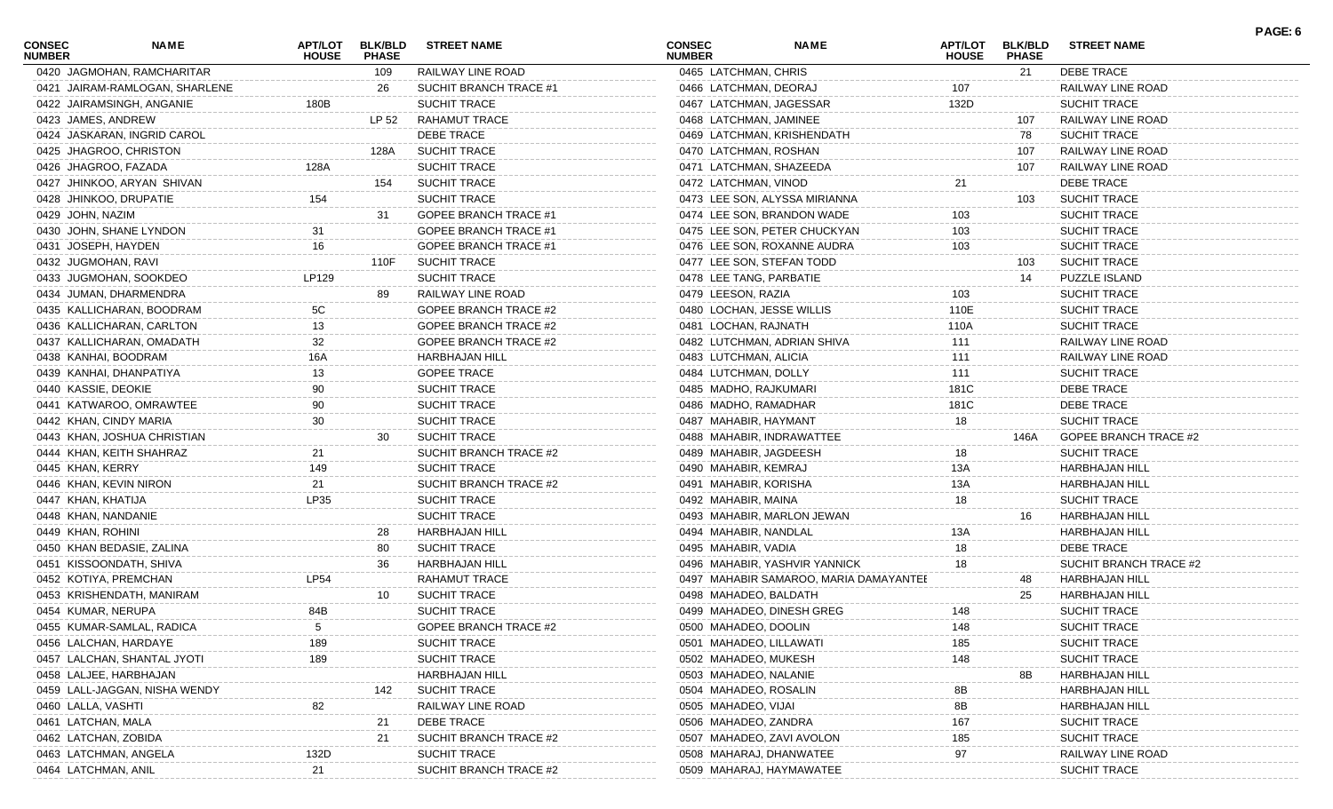| CONSEC NUMBER | NAME | APT/LOT HOUSE | BLK/BLD PHASE | STREET NAME |
|---|---|---|---|---|
| 0420 | JAGMOHAN, RAMCHARITAR | | 109 | RAILWAY LINE ROAD |
| 0421 | JAIRAM-RAMLOGAN, SHARLENE | | 26 | SUCHIT BRANCH TRACE #1 |
| 0422 | JAIRAMSINGH, ANGANIE | 180B | | SUCHIT TRACE |
| 0423 | JAMES, ANDREW | | LP 52 | RAHAMUT TRACE |
| 0424 | JASKARAN, INGRID CAROL | | | DEBE TRACE |
| 0425 | JHAGROO, CHRISTON | | 128A | SUCHIT TRACE |
| 0426 | JHAGROO, FAZADA | 128A | | SUCHIT TRACE |
| 0427 | JHINKOO, ARYAN SHIVAN | | 154 | SUCHIT TRACE |
| 0428 | JHINKOO, DRUPATIE | 154 | | SUCHIT TRACE |
| 0429 | JOHN, NAZIM | | 31 | GOPEE BRANCH TRACE #1 |
| 0430 | JOHN, SHANE LYNDON | 31 | | GOPEE BRANCH TRACE #1 |
| 0431 | JOSEPH, HAYDEN | 16 | | GOPEE BRANCH TRACE #1 |
| 0432 | JUGMOHAN, RAVI | | 110F | SUCHIT TRACE |
| 0433 | JUGMOHAN, SOOKDEO | LP129 | | SUCHIT TRACE |
| 0434 | JUMAN, DHARMENDRA | | 89 | RAILWAY LINE ROAD |
| 0435 | KALLICHARAN, BOODRAM | 5C | | GOPEE BRANCH TRACE #2 |
| 0436 | KALLICHARAN, CARLTON | 13 | | GOPEE BRANCH TRACE #2 |
| 0437 | KALLICHARAN, OMADATH | 32 | | GOPEE BRANCH TRACE #2 |
| 0438 | KANHAI, BOODRAM | 16A | | HARBHAJAN HILL |
| 0439 | KANHAI, DHANPATIYA | 13 | | GOPEE TRACE |
| 0440 | KASSIE, DEOKIE | 90 | | SUCHIT TRACE |
| 0441 | KATWAROO, OMRAWTEE | 90 | | SUCHIT TRACE |
| 0442 | KHAN, CINDY MARIA | 30 | | SUCHIT TRACE |
| 0443 | KHAN, JOSHUA CHRISTIAN | | 30 | SUCHIT TRACE |
| 0444 | KHAN, KEITH SHAHRAZ | 21 | | SUCHIT BRANCH TRACE #2 |
| 0445 | KHAN, KERRY | 149 | | SUCHIT TRACE |
| 0446 | KHAN, KEVIN NIRON | 21 | | SUCHIT BRANCH TRACE #2 |
| 0447 | KHAN, KHATIJA | LP35 | | SUCHIT TRACE |
| 0448 | KHAN, NANDANIE | | | SUCHIT TRACE |
| 0449 | KHAN, ROHINI | | 28 | HARBHAJAN HILL |
| 0450 | KHAN BEDASIE, ZALINA | | 80 | SUCHIT TRACE |
| 0451 | KISSOONDATH, SHIVA | | 36 | HARBHAJAN HILL |
| 0452 | KOTIYA, PREMCHAN | LP54 | | RAHAMUT TRACE |
| 0453 | KRISHENDATH, MANIRAM | | 10 | SUCHIT TRACE |
| 0454 | KUMAR, NERUPA | 84B | | SUCHIT TRACE |
| 0455 | KUMAR-SAMLAL, RADICA | 5 | | GOPEE BRANCH TRACE #2 |
| 0456 | LALCHAN, HARDAYE | 189 | | SUCHIT TRACE |
| 0457 | LALCHAN, SHANTAL JYOTI | 189 | | SUCHIT TRACE |
| 0458 | LALJEE, HARBHAJAN | | | HARBHAJAN HILL |
| 0459 | LALL-JAGGAN, NISHA WENDY | | 142 | SUCHIT TRACE |
| 0460 | LALLA, VASHTI | 82 | | RAILWAY LINE ROAD |
| 0461 | LATCHAN, MALA | | 21 | DEBE TRACE |
| 0462 | LATCHAN, ZOBIDA | | 21 | SUCHIT BRANCH TRACE #2 |
| 0463 | LATCHMAN, ANGELA | 132D | | SUCHIT TRACE |
| 0464 | LATCHMAN, ANIL | 21 | | SUCHIT BRANCH TRACE #2 |
| 0465 | LATCHMAN, CHRIS | | 21 | DEBE TRACE |
| 0466 | LATCHMAN, DEORAJ | 107 | | RAILWAY LINE ROAD |
| 0467 | LATCHMAN, JAGESSAR | 132D | | SUCHIT TRACE |
| 0468 | LATCHMAN, JAMINEE | | 107 | RAILWAY LINE ROAD |
| 0469 | LATCHMAN, KRISHENDATH | | 78 | SUCHIT TRACE |
| 0470 | LATCHMAN, ROSHAN | | 107 | RAILWAY LINE ROAD |
| 0471 | LATCHMAN, SHAZEEDA | | 107 | RAILWAY LINE ROAD |
| 0472 | LATCHMAN, VINOD | 21 | | DEBE TRACE |
| 0473 | LEE SON, ALYSSA MIRIANNA | | 103 | SUCHIT TRACE |
| 0474 | LEE SON, BRANDON WADE | 103 | | SUCHIT TRACE |
| 0475 | LEE SON, PETER CHUCKYAN | 103 | | SUCHIT TRACE |
| 0476 | LEE SON, ROXANNE AUDRA | 103 | | SUCHIT TRACE |
| 0477 | LEE SON, STEFAN TODD | | 103 | SUCHIT TRACE |
| 0478 | LEE TANG, PARBATIE | | 14 | PUZZLE ISLAND |
| 0479 | LEESON, RAZIA | 103 | | SUCHIT TRACE |
| 0480 | LOCHAN, JESSE WILLIS | 110E | | SUCHIT TRACE |
| 0481 | LOCHAN, RAJNATH | 110A | | SUCHIT TRACE |
| 0482 | LUTCHMAN, ADRIAN SHIVA | 111 | | RAILWAY LINE ROAD |
| 0483 | LUTCHMAN, ALICIA | 111 | | RAILWAY LINE ROAD |
| 0484 | LUTCHMAN, DOLLY | 111 | | SUCHIT TRACE |
| 0485 | MADHO, RAJKUMARI | 181C | | DEBE TRACE |
| 0486 | MADHO, RAMADHAR | 181C | | DEBE TRACE |
| 0487 | MAHABIR, HAYMANT | 18 | | SUCHIT TRACE |
| 0488 | MAHABIR, INDRAWATTEE | | 146A | GOPEE BRANCH TRACE #2 |
| 0489 | MAHABIR, JAGDEESH | 18 | | SUCHIT TRACE |
| 0490 | MAHABIR, KEMRAJ | 13A | | HARBHAJAN HILL |
| 0491 | MAHABIR, KORISHA | 13A | | HARBHAJAN HILL |
| 0492 | MAHABIR, MAINA | 18 | | SUCHIT TRACE |
| 0493 | MAHABIR, MARLON JEWAN | | 16 | HARBHAJAN HILL |
| 0494 | MAHABIR, NANDLAL | 13A | | HARBHAJAN HILL |
| 0495 | MAHABIR, VADIA | 18 | | DEBE TRACE |
| 0496 | MAHABIR, YASHVIR YANNICK | 18 | | SUCHIT BRANCH TRACE #2 |
| 0497 | MAHABIR SAMAROO, MARIA DAMAYANTEE | | 48 | HARBHAJAN HILL |
| 0498 | MAHADEO, BALDATH | | 25 | HARBHAJAN HILL |
| 0499 | MAHADEO, DINESH GREG | 148 | | SUCHIT TRACE |
| 0500 | MAHADEO, DOOLIN | 148 | | SUCHIT TRACE |
| 0501 | MAHADEO, LILLAWATI | 185 | | SUCHIT TRACE |
| 0502 | MAHADEO, MUKESH | 148 | | SUCHIT TRACE |
| 0503 | MAHADEO, NALANIE | | 8B | HARBHAJAN HILL |
| 0504 | MAHADEO, ROSALIN | 8B | | HARBHAJAN HILL |
| 0505 | MAHADEO, VIJAI | 8B | | HARBHAJAN HILL |
| 0506 | MAHADEO, ZANDRA | 167 | | SUCHIT TRACE |
| 0507 | MAHADEO, ZAVI AVOLON | 185 | | SUCHIT TRACE |
| 0508 | MAHARAJ, DHANWATEE | 97 | | RAILWAY LINE ROAD |
| 0509 | MAHARAJ, HAYMAWATEE | | | SUCHIT TRACE |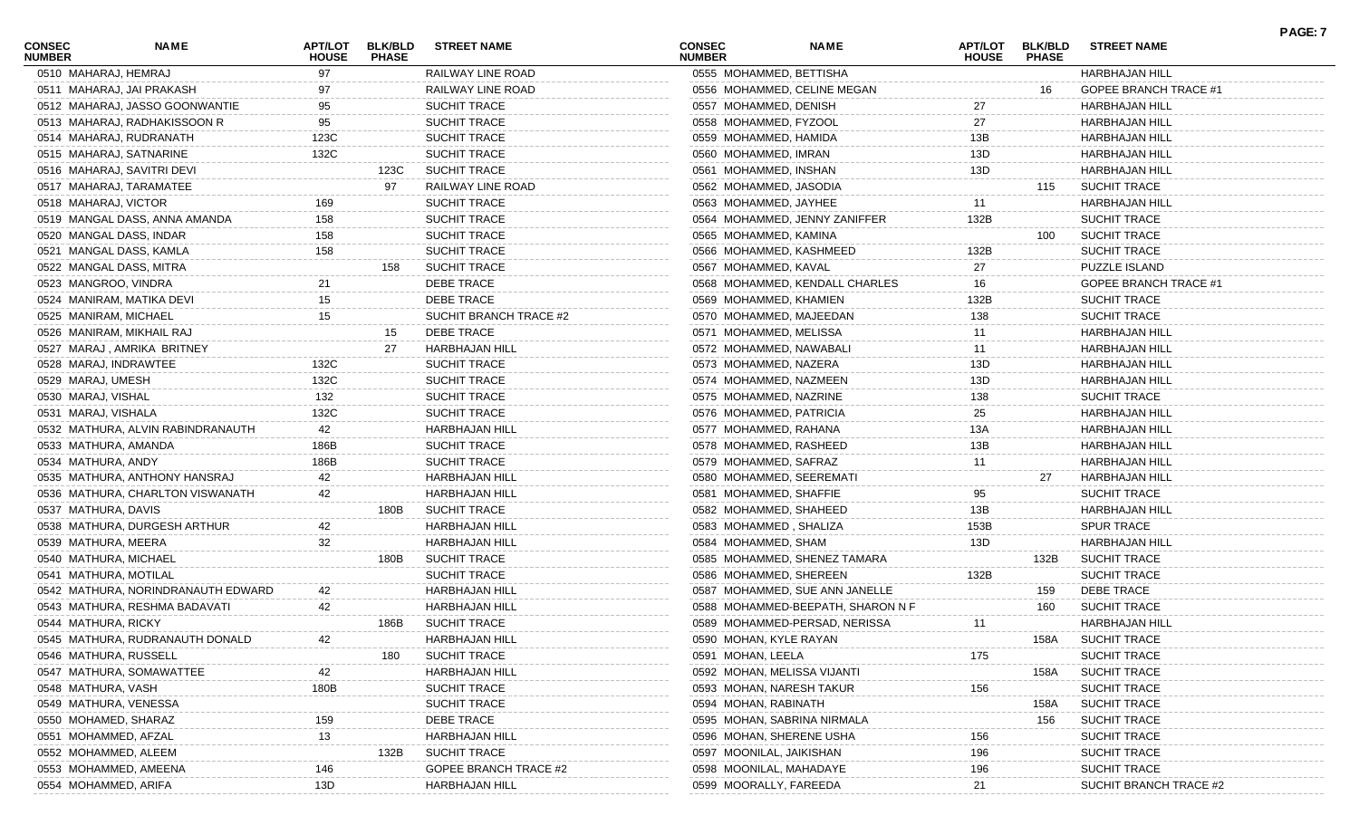| CONSEC NUMBER | NAME | APT/LOT HOUSE | BLK/BLD PHASE | STREET NAME |
|---|---|---|---|---|
| 0510 | MAHARAJ, HEMRAJ | 97 | | RAILWAY LINE ROAD |
| 0511 | MAHARAJ, JAI PRAKASH | 97 | | RAILWAY LINE ROAD |
| 0512 | MAHARAJ, JASSO GOONWANTIE | 95 | | SUCHIT TRACE |
| 0513 | MAHARAJ, RADHAKISSOON R | 95 | | SUCHIT TRACE |
| 0514 | MAHARAJ, RUDRANATH | 123C | | SUCHIT TRACE |
| 0515 | MAHARAJ, SATNARINE | 132C | | SUCHIT TRACE |
| 0516 | MAHARAJ, SAVITRI DEVI | | 123C | SUCHIT TRACE |
| 0517 | MAHARAJ, TARAMATEE | | 97 | RAILWAY LINE ROAD |
| 0518 | MAHARAJ, VICTOR | 169 | | SUCHIT TRACE |
| 0519 | MANGAL DASS, ANNA AMANDA | 158 | | SUCHIT TRACE |
| 0520 | MANGAL DASS, INDAR | 158 | | SUCHIT TRACE |
| 0521 | MANGAL DASS, KAMLA | 158 | | SUCHIT TRACE |
| 0522 | MANGAL DASS, MITRA | | 158 | SUCHIT TRACE |
| 0523 | MANGROO, VINDRA | 21 | | DEBE TRACE |
| 0524 | MANIRAM, MATIKA DEVI | 15 | | DEBE TRACE |
| 0525 | MANIRAM, MICHAEL | 15 | | SUCHIT BRANCH TRACE #2 |
| 0526 | MANIRAM, MIKHAIL RAJ | | 15 | DEBE TRACE |
| 0527 | MARAJ , AMRIKA BRITNEY | | 27 | HARBHAJAN HILL |
| 0528 | MARAJ, INDRAWTEE | 132C | | SUCHIT TRACE |
| 0529 | MARAJ, UMESH | 132C | | SUCHIT TRACE |
| 0530 | MARAJ, VISHAL | 132 | | SUCHIT TRACE |
| 0531 | MARAJ, VISHALA | 132C | | SUCHIT TRACE |
| 0532 | MATHURA, ALVIN RABINDRANAUTH | 42 | | HARBHAJAN HILL |
| 0533 | MATHURA, AMANDA | 186B | | SUCHIT TRACE |
| 0534 | MATHURA, ANDY | 186B | | SUCHIT TRACE |
| 0535 | MATHURA, ANTHONY HANSRAJ | 42 | | HARBHAJAN HILL |
| 0536 | MATHURA, CHARLTON VISWANATH | 42 | | HARBHAJAN HILL |
| 0537 | MATHURA, DAVIS | | 180B | SUCHIT TRACE |
| 0538 | MATHURA, DURGESH ARTHUR | 42 | | HARBHAJAN HILL |
| 0539 | MATHURA, MEERA | 32 | | HARBHAJAN HILL |
| 0540 | MATHURA, MICHAEL | | 180B | SUCHIT TRACE |
| 0541 | MATHURA, MOTILAL | | | SUCHIT TRACE |
| 0542 | MATHURA, NORINDRANAUTH EDWARD | 42 | | HARBHAJAN HILL |
| 0543 | MATHURA, RESHMA BADAVATI | 42 | | HARBHAJAN HILL |
| 0544 | MATHURA, RICKY | | 186B | SUCHIT TRACE |
| 0545 | MATHURA, RUDRANAUTH DONALD | 42 | | HARBHAJAN HILL |
| 0546 | MATHURA, RUSSELL | | 180 | SUCHIT TRACE |
| 0547 | MATHURA, SOMAWATTEE | 42 | | HARBHAJAN HILL |
| 0548 | MATHURA, VASH | 180B | | SUCHIT TRACE |
| 0549 | MATHURA, VENESSA | | | SUCHIT TRACE |
| 0550 | MOHAMED, SHARAZ | 159 | | DEBE TRACE |
| 0551 | MOHAMMED, AFZAL | 13 | | HARBHAJAN HILL |
| 0552 | MOHAMMED, ALEEM | | 132B | SUCHIT TRACE |
| 0553 | MOHAMMED, AMEENA | 146 | | GOPEE BRANCH TRACE #2 |
| 0554 | MOHAMMED, ARIFA | 13D | | HARBHAJAN HILL |
| 0555 | MOHAMMED, BETTISHA | | | HARBHAJAN HILL |
| 0556 | MOHAMMED, CELINE MEGAN | | 16 | GOPEE BRANCH TRACE #1 |
| 0557 | MOHAMMED, DENISH | 27 | | HARBHAJAN HILL |
| 0558 | MOHAMMED, FYZOOL | 27 | | HARBHAJAN HILL |
| 0559 | MOHAMMED, HAMIDA | 13B | | HARBHAJAN HILL |
| 0560 | MOHAMMED, IMRAN | 13D | | HARBHAJAN HILL |
| 0561 | MOHAMMED, INSHAN | 13D | | HARBHAJAN HILL |
| 0562 | MOHAMMED, JASODIA | | 115 | SUCHIT TRACE |
| 0563 | MOHAMMED, JAYHEE | 11 | | HARBHAJAN HILL |
| 0564 | MOHAMMED, JENNY ZANIFFER | 132B | | SUCHIT TRACE |
| 0565 | MOHAMMED, KAMINA | | 100 | SUCHIT TRACE |
| 0566 | MOHAMMED, KASHMEED | 132B | | SUCHIT TRACE |
| 0567 | MOHAMMED, KAVAL | 27 | | PUZZLE ISLAND |
| 0568 | MOHAMMED, KENDALL CHARLES | 16 | | GOPEE BRANCH TRACE #1 |
| 0569 | MOHAMMED, KHAMIEN | 132B | | SUCHIT TRACE |
| 0570 | MOHAMMED, MAJEEDAN | 138 | | SUCHIT TRACE |
| 0571 | MOHAMMED, MELISSA | 11 | | HARBHAJAN HILL |
| 0572 | MOHAMMED, NAWABALI | 11 | | HARBHAJAN HILL |
| 0573 | MOHAMMED, NAZERA | 13D | | HARBHAJAN HILL |
| 0574 | MOHAMMED, NAZMEEN | 13D | | HARBHAJAN HILL |
| 0575 | MOHAMMED, NAZRINE | 138 | | SUCHIT TRACE |
| 0576 | MOHAMMED, PATRICIA | 25 | | HARBHAJAN HILL |
| 0577 | MOHAMMED, RAHANA | 13A | | HARBHAJAN HILL |
| 0578 | MOHAMMED, RASHEED | 13B | | HARBHAJAN HILL |
| 0579 | MOHAMMED, SAFRAZ | 11 | | HARBHAJAN HILL |
| 0580 | MOHAMMED, SEEREMATI | | 27 | HARBHAJAN HILL |
| 0581 | MOHAMMED, SHAFFIE | 95 | | SUCHIT TRACE |
| 0582 | MOHAMMED, SHAHEED | 13B | | HARBHAJAN HILL |
| 0583 | MOHAMMED , SHALIZA | 153B | | SPUR TRACE |
| 0584 | MOHAMMED, SHAM | 13D | | HARBHAJAN HILL |
| 0585 | MOHAMMED, SHENEZ TAMARA | | 132B | SUCHIT TRACE |
| 0586 | MOHAMMED, SHEREEN | 132B | | SUCHIT TRACE |
| 0587 | MOHAMMED, SUE ANN JANELLE | | 159 | DEBE TRACE |
| 0588 | MOHAMMED-BEEPATH, SHARON N F | | 160 | SUCHIT TRACE |
| 0589 | MOHAMMED-PERSAD, NERISSA | 11 | | HARBHAJAN HILL |
| 0590 | MOHAN, KYLE RAYAN | | 158A | SUCHIT TRACE |
| 0591 | MOHAN, LEELA | 175 | | SUCHIT TRACE |
| 0592 | MOHAN, MELISSA VIJANTI | | 158A | SUCHIT TRACE |
| 0593 | MOHAN, NARESH TAKUR | 156 | | SUCHIT TRACE |
| 0594 | MOHAN, RABINATH | | 158A | SUCHIT TRACE |
| 0595 | MOHAN, SABRINA NIRMALA | | 156 | SUCHIT TRACE |
| 0596 | MOHAN, SHERENE USHA | 156 | | SUCHIT TRACE |
| 0597 | MOONILAL, JAIKISHAN | 196 | | SUCHIT TRACE |
| 0598 | MOONILAL, MAHADAYE | 196 | | SUCHIT TRACE |
| 0599 | MOORALLY, FAREEDA | 21 | | SUCHIT BRANCH TRACE #2 |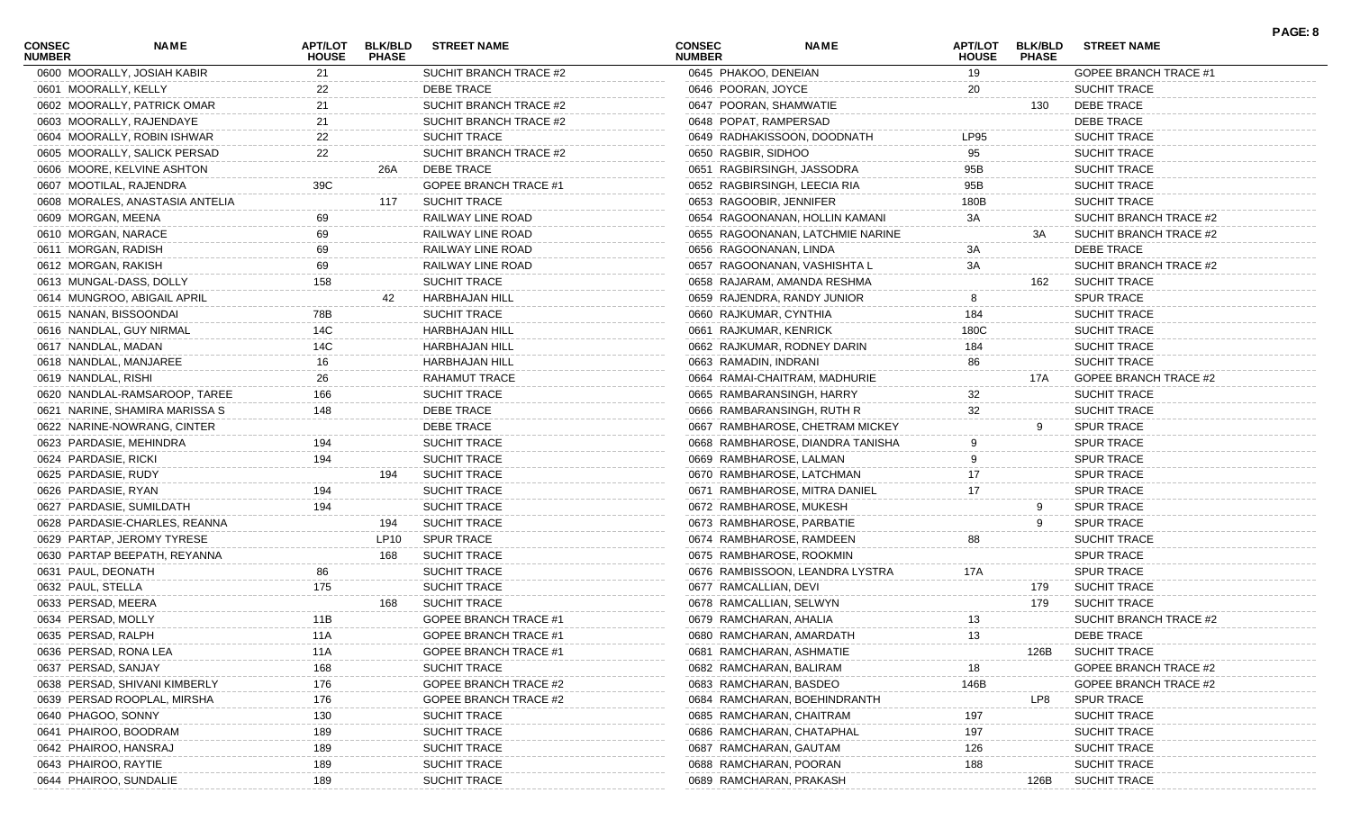| CONSEC NUMBER | NAME | APT/LOT HOUSE | BLK/BLD PHASE | STREET NAME |
|---|---|---|---|---|
| 0600 | MOORALLY, JOSIAH KABIR | 21 | | SUCHIT BRANCH TRACE #2 |
| 0601 | MOORALLY, KELLY | 22 | | DEBE TRACE |
| 0602 | MOORALLY, PATRICK OMAR | 21 | | SUCHIT BRANCH TRACE #2 |
| 0603 | MOORALLY, RAJENDAYE | 21 | | SUCHIT BRANCH TRACE #2 |
| 0604 | MOORALLY, ROBIN ISHWAR | 22 | | SUCHIT TRACE |
| 0605 | MOORALLY, SALICK PERSAD | 22 | | SUCHIT BRANCH TRACE #2 |
| 0606 | MOORE, KELVINE ASHTON | | 26A | DEBE TRACE |
| 0607 | MOOTILAL, RAJENDRA | 39C | | GOPEE BRANCH TRACE #1 |
| 0608 | MORALES, ANASTASIA ANTELIA | | 117 | SUCHIT TRACE |
| 0609 | MORGAN, MEENA | 69 | | RAILWAY LINE ROAD |
| 0610 | MORGAN, NARACE | 69 | | RAILWAY LINE ROAD |
| 0611 | MORGAN, RADISH | 69 | | RAILWAY LINE ROAD |
| 0612 | MORGAN, RAKISH | 69 | | RAILWAY LINE ROAD |
| 0613 | MUNGAL-DASS, DOLLY | 158 | | SUCHIT TRACE |
| 0614 | MUNGROO, ABIGAIL APRIL | | 42 | HARBHAJAN HILL |
| 0615 | NANAN, BISSOONDAI | 78B | | SUCHIT TRACE |
| 0616 | NANDLAL, GUY NIRMAL | 14C | | HARBHAJAN HILL |
| 0617 | NANDLAL, MADAN | 14C | | HARBHAJAN HILL |
| 0618 | NANDLAL, MANJAREE | 16 | | HARBHAJAN HILL |
| 0619 | NANDLAL, RISHI | 26 | | RAHAMUT TRACE |
| 0620 | NANDLAL-RAMSAROOP, TAREE | 166 | | SUCHIT TRACE |
| 0621 | NARINE, SHAMIRA MARISSA S | 148 | | DEBE TRACE |
| 0622 | NARINE-NOWRANG, CINTER | | | DEBE TRACE |
| 0623 | PARDASIE, MEHINDRA | 194 | | SUCHIT TRACE |
| 0624 | PARDASIE, RICKI | 194 | | SUCHIT TRACE |
| 0625 | PARDASIE, RUDY | | 194 | SUCHIT TRACE |
| 0626 | PARDASIE, RYAN | 194 | | SUCHIT TRACE |
| 0627 | PARDASIE, SUMILDATH | 194 | | SUCHIT TRACE |
| 0628 | PARDASIE-CHARLES, REANNA | | 194 | SUCHIT TRACE |
| 0629 | PARTAP, JEROMY TYRESE | | LP10 | SPUR TRACE |
| 0630 | PARTAP BEEPATH, REYANNA | | 168 | SUCHIT TRACE |
| 0631 | PAUL, DEONATH | 86 | | SUCHIT TRACE |
| 0632 | PAUL, STELLA | 175 | | SUCHIT TRACE |
| 0633 | PERSAD, MEERA | | 168 | SUCHIT TRACE |
| 0634 | PERSAD, MOLLY | 11B | | GOPEE BRANCH TRACE #1 |
| 0635 | PERSAD, RALPH | 11A | | GOPEE BRANCH TRACE #1 |
| 0636 | PERSAD, RONA LEA | 11A | | GOPEE BRANCH TRACE #1 |
| 0637 | PERSAD, SANJAY | 168 | | SUCHIT TRACE |
| 0638 | PERSAD, SHIVANI KIMBERLY | 176 | | GOPEE BRANCH TRACE #2 |
| 0639 | PERSAD ROOPLAL, MIRSHA | 176 | | GOPEE BRANCH TRACE #2 |
| 0640 | PHAGOO, SONNY | 130 | | SUCHIT TRACE |
| 0641 | PHAIROO, BOODRAM | 189 | | SUCHIT TRACE |
| 0642 | PHAIROO, HANSRAJ | 189 | | SUCHIT TRACE |
| 0643 | PHAIROO, RAYTIE | 189 | | SUCHIT TRACE |
| 0644 | PHAIROO, SUNDALIE | 189 | | SUCHIT TRACE |
| 0645 | PHAKOO, DENEIAN | 19 | | GOPEE BRANCH TRACE #1 |
| 0646 | POORAN, JOYCE | 20 | | SUCHIT TRACE |
| 0647 | POORAN, SHAMWATIE | | 130 | DEBE TRACE |
| 0648 | POPAT, RAMPERSAD | | | DEBE TRACE |
| 0649 | RADHAKISSOON, DOODNATH | LP95 | | SUCHIT TRACE |
| 0650 | RAGBIR, SIDHOO | 95 | | SUCHIT TRACE |
| 0651 | RAGBIRSINGH, JASSODRA | 95B | | SUCHIT TRACE |
| 0652 | RAGBIRSINGH, LEECIA RIA | 95B | | SUCHIT TRACE |
| 0653 | RAGOOBIR, JENNIFER | 180B | | SUCHIT TRACE |
| 0654 | RAGOONANAN, HOLLIN KAMANI | 3A | | SUCHIT BRANCH TRACE #2 |
| 0655 | RAGOONANAN, LATCHMIE NARINE | | 3A | SUCHIT BRANCH TRACE #2 |
| 0656 | RAGOONANAN, LINDA | 3A | | DEBE TRACE |
| 0657 | RAGOONANAN, VASHISHTA L | 3A | | SUCHIT BRANCH TRACE #2 |
| 0658 | RAJARAM, AMANDA RESHMA | | 162 | SUCHIT TRACE |
| 0659 | RAJENDRA, RANDY JUNIOR | 8 | | SPUR TRACE |
| 0660 | RAJKUMAR, CYNTHIA | 184 | | SUCHIT TRACE |
| 0661 | RAJKUMAR, KENRICK | 180C | | SUCHIT TRACE |
| 0662 | RAJKUMAR, RODNEY DARIN | 184 | | SUCHIT TRACE |
| 0663 | RAMADIN, INDRANI | 86 | | SUCHIT TRACE |
| 0664 | RAMAI-CHAITRAM, MADHURIE | | 17A | GOPEE BRANCH TRACE #2 |
| 0665 | RAMBARANSINGH, HARRY | 32 | | SUCHIT TRACE |
| 0666 | RAMBARANSINGH, RUTH R | 32 | | SUCHIT TRACE |
| 0667 | RAMBHAROSE, CHETRAM MICKEY | | 9 | SPUR TRACE |
| 0668 | RAMBHAROSE, DIANDRA TANISHA | 9 | | SPUR TRACE |
| 0669 | RAMBHAROSE, LALMAN | 9 | | SPUR TRACE |
| 0670 | RAMBHAROSE, LATCHMAN | 17 | | SPUR TRACE |
| 0671 | RAMBHAROSE, MITRA DANIEL | 17 | | SPUR TRACE |
| 0672 | RAMBHAROSE, MUKESH | | 9 | SPUR TRACE |
| 0673 | RAMBHAROSE, PARBATIE | | 9 | SPUR TRACE |
| 0674 | RAMBHAROSE, RAMDEEN | 88 | | SUCHIT TRACE |
| 0675 | RAMBHAROSE, ROOKMIN | | | SPUR TRACE |
| 0676 | RAMBISSOON, LEANDRA LYSTRA | 17A | | SPUR TRACE |
| 0677 | RAMCALLIAN, DEVI | | 179 | SUCHIT TRACE |
| 0678 | RAMCALLIAN, SELWYN | | 179 | SUCHIT TRACE |
| 0679 | RAMCHARAN, AHALIA | 13 | | SUCHIT BRANCH TRACE #2 |
| 0680 | RAMCHARAN, AMARDATH | 13 | | DEBE TRACE |
| 0681 | RAMCHARAN, ASHMATIE | | 126B | SUCHIT TRACE |
| 0682 | RAMCHARAN, BALIRAM | 18 | | GOPEE BRANCH TRACE #2 |
| 0683 | RAMCHARAN, BASDEO | 146B | | GOPEE BRANCH TRACE #2 |
| 0684 | RAMCHARAN, BOEHINDRANTH | | LP8 | SPUR TRACE |
| 0685 | RAMCHARAN, CHAITRAM | 197 | | SUCHIT TRACE |
| 0686 | RAMCHARAN, CHATAPHAL | 197 | | SUCHIT TRACE |
| 0687 | RAMCHARAN, GAUTAM | 126 | | SUCHIT TRACE |
| 0688 | RAMCHARAN, POORAN | 188 | | SUCHIT TRACE |
| 0689 | RAMCHARAN, PRAKASH | | 126B | SUCHIT TRACE |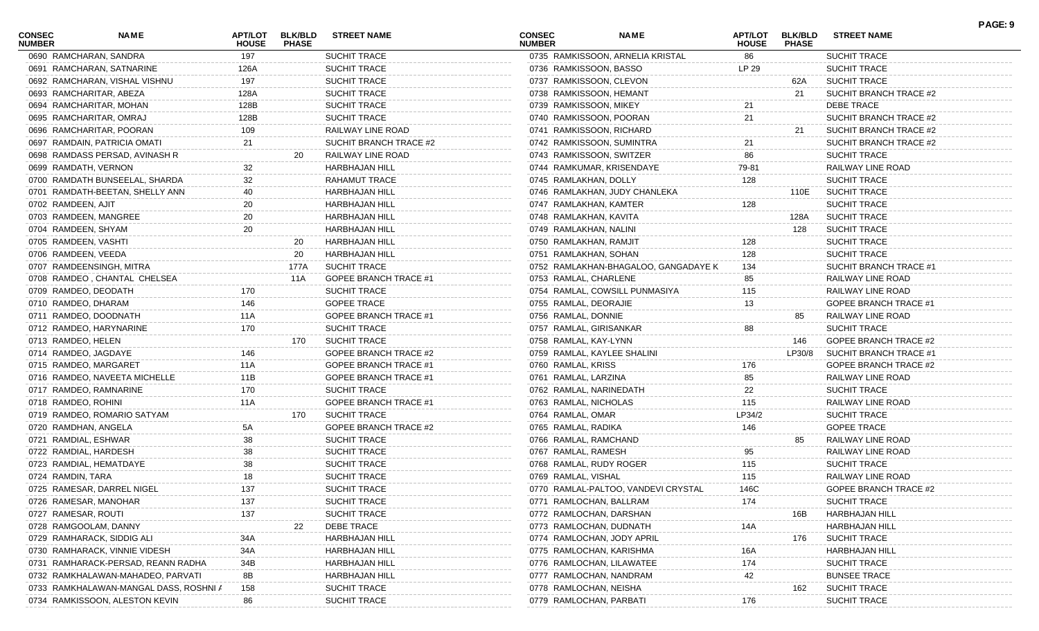| CONSEC NUMBER | NAME | APT/LOT HOUSE | BLK/BLD PHASE | STREET NAME |
|---|---|---|---|---|
| 0690 | RAMCHARAN, SANDRA | 197 | | SUCHIT TRACE |
| 0691 | RAMCHARAN, SATNARINE | 126A | | SUCHIT TRACE |
| 0692 | RAMCHARAN, VISHAL VISHNU | 197 | | SUCHIT TRACE |
| 0693 | RAMCHARITAR, ABEZA | 128A | | SUCHIT TRACE |
| 0694 | RAMCHARITAR, MOHAN | 128B | | SUCHIT TRACE |
| 0695 | RAMCHARITAR, OMRAJ | 128B | | SUCHIT TRACE |
| 0696 | RAMCHARITAR, POORAN | 109 | | RAILWAY LINE ROAD |
| 0697 | RAMDAIN, PATRICIA OMATI | 21 | | SUCHIT BRANCH TRACE #2 |
| 0698 | RAMDASS PERSAD, AVINASH R | | 20 | RAILWAY LINE ROAD |
| 0699 | RAMDATH, VERNON | 32 | | HARBHAJAN HILL |
| 0700 | RAMDATH BUNSEELAL, SHARDA | 32 | | RAHAMUT TRACE |
| 0701 | RAMDATH-BEETAN, SHELLY ANN | 40 | | HARBHAJAN HILL |
| 0702 | RAMDEEN, AJIT | 20 | | HARBHAJAN HILL |
| 0703 | RAMDEEN, MANGREE | 20 | | HARBHAJAN HILL |
| 0704 | RAMDEEN, SHYAM | 20 | | HARBHAJAN HILL |
| 0705 | RAMDEEN, VASHTI | | 20 | HARBHAJAN HILL |
| 0706 | RAMDEEN, VEEDA | | 20 | HARBHAJAN HILL |
| 0707 | RAMDEENSINGH, MITRA | | 177A | SUCHIT TRACE |
| 0708 | RAMDEO , CHANTAL CHELSEA | | 11A | GOPEE BRANCH TRACE #1 |
| 0709 | RAMDEO, DEODATH | 170 | | SUCHIT TRACE |
| 0710 | RAMDEO, DHARAM | 146 | | GOPEE TRACE |
| 0711 | RAMDEO, DOODNATH | 11A | | GOPEE BRANCH TRACE #1 |
| 0712 | RAMDEO, HARYNARINE | 170 | | SUCHIT TRACE |
| 0713 | RAMDEO, HELEN | | 170 | SUCHIT TRACE |
| 0714 | RAMDEO, JAGDAYE | 146 | | GOPEE BRANCH TRACE #2 |
| 0715 | RAMDEO, MARGARET | 11A | | GOPEE BRANCH TRACE #1 |
| 0716 | RAMDEO, NAVEETA MICHELLE | 11B | | GOPEE BRANCH TRACE #1 |
| 0717 | RAMDEO, RAMNARINE | 170 | | SUCHIT TRACE |
| 0718 | RAMDEO, ROHINI | 11A | | GOPEE BRANCH TRACE #1 |
| 0719 | RAMDEO, ROMARIO SATYAM | | 170 | SUCHIT TRACE |
| 0720 | RAMDHAN, ANGELA | 5A | | GOPEE BRANCH TRACE #2 |
| 0721 | RAMDIAL, ESHWAR | 38 | | SUCHIT TRACE |
| 0722 | RAMDIAL, HARDESH | 38 | | SUCHIT TRACE |
| 0723 | RAMDIAL, HEMATDAYE | 38 | | SUCHIT TRACE |
| 0724 | RAMDIN, TARA | 18 | | SUCHIT TRACE |
| 0725 | RAMESAR, DARREL NIGEL | 137 | | SUCHIT TRACE |
| 0726 | RAMESAR, MANOHAR | 137 | | SUCHIT TRACE |
| 0727 | RAMESAR, ROUTI | 137 | | SUCHIT TRACE |
| 0728 | RAMGOOLAM, DANNY | | 22 | DEBE TRACE |
| 0729 | RAMHARACK, SIDDIG ALI | 34A | | HARBHAJAN HILL |
| 0730 | RAMHARACK, VINNIE VIDESH | 34A | | HARBHAJAN HILL |
| 0731 | RAMHARACK-PERSAD, REANN RADHA | 34B | | HARBHAJAN HILL |
| 0732 | RAMKHALAWAN-MAHADEO, PARVATI | 8B | | HARBHAJAN HILL |
| 0733 | RAMKHALAWAN-MANGAL DASS, ROSHNI A | 158 | | SUCHIT TRACE |
| 0734 | RAMKISSOON, ALESTON KEVIN | 86 | | SUCHIT TRACE |
| 0735 | RAMKISSOON, ARNELIA KRISTAL | 86 | | SUCHIT TRACE |
| 0736 | RAMKISSOON, BASSO | LP 29 | | SUCHIT TRACE |
| 0737 | RAMKISSOON, CLEVON | | 62A | SUCHIT TRACE |
| 0738 | RAMKISSOON, HEMANT | | 21 | SUCHIT BRANCH TRACE #2 |
| 0739 | RAMKISSOON, MIKEY | 21 | | DEBE TRACE |
| 0740 | RAMKISSOON, POORAN | 21 | | SUCHIT BRANCH TRACE #2 |
| 0741 | RAMKISSOON, RICHARD | | 21 | SUCHIT BRANCH TRACE #2 |
| 0742 | RAMKISSOON, SUMINTRA | 21 | | SUCHIT BRANCH TRACE #2 |
| 0743 | RAMKISSOON, SWITZER | 86 | | SUCHIT TRACE |
| 0744 | RAMKUMAR, KRISENDAYE | 79-81 | | RAILWAY LINE ROAD |
| 0745 | RAMLAKHAN, DOLLY | 128 | | SUCHIT TRACE |
| 0746 | RAMLAKHAN, JUDY CHANLEKA | | 110E | SUCHIT TRACE |
| 0747 | RAMLAKHAN, KAMTER | 128 | | SUCHIT TRACE |
| 0748 | RAMLAKHAN, KAVITA | | 128A | SUCHIT TRACE |
| 0749 | RAMLAKHAN, NALINI | | 128 | SUCHIT TRACE |
| 0750 | RAMLAKHAN, RAMJIT | 128 | | SUCHIT TRACE |
| 0751 | RAMLAKHAN, SOHAN | 128 | | SUCHIT TRACE |
| 0752 | RAMLAKHAN-BHAGALOO, GANGADAYE K | 134 | | SUCHIT BRANCH TRACE #1 |
| 0753 | RAMLAL, CHARLENE | 85 | | RAILWAY LINE ROAD |
| 0754 | RAMLAL, COWSILL PUNMASIYA | 115 | | RAILWAY LINE ROAD |
| 0755 | RAMLAL, DEORAJIE | 13 | | GOPEE BRANCH TRACE #1 |
| 0756 | RAMLAL, DONNIE | | 85 | RAILWAY LINE ROAD |
| 0757 | RAMLAL, GIRISANKAR | 88 | | SUCHIT TRACE |
| 0758 | RAMLAL, KAY-LYNN | | 146 | GOPEE BRANCH TRACE #2 |
| 0759 | RAMLAL, KAYLEE SHALINI | | LP30/8 | SUCHIT BRANCH TRACE #1 |
| 0760 | RAMLAL, KRISS | 176 | | GOPEE BRANCH TRACE #2 |
| 0761 | RAMLAL, LARZINA | 85 | | RAILWAY LINE ROAD |
| 0762 | RAMLAL, NARINEDATH | 22 | | SUCHIT TRACE |
| 0763 | RAMLAL, NICHOLAS | 115 | | RAILWAY LINE ROAD |
| 0764 | RAMLAL, OMAR | LP34/2 | | SUCHIT TRACE |
| 0765 | RAMLAL, RADIKA | 146 | | GOPEE TRACE |
| 0766 | RAMLAL, RAMCHAND | | 85 | RAILWAY LINE ROAD |
| 0767 | RAMLAL, RAMESH | 95 | | RAILWAY LINE ROAD |
| 0768 | RAMLAL, RUDY ROGER | 115 | | SUCHIT TRACE |
| 0769 | RAMLAL, VISHAL | 115 | | RAILWAY LINE ROAD |
| 0770 | RAMLAL-PALTOO, VANDEVI CRYSTAL | 146C | | GOPEE BRANCH TRACE #2 |
| 0771 | RAMLOCHAN, BALLRAM | 174 | | SUCHIT TRACE |
| 0772 | RAMLOCHAN, DARSHAN | | 16B | HARBHAJAN HILL |
| 0773 | RAMLOCHAN, DUDNATH | 14A | | HARBHAJAN HILL |
| 0774 | RAMLOCHAN, JODY APRIL | | 176 | SUCHIT TRACE |
| 0775 | RAMLOCHAN, KARISHMA | 16A | | HARBHAJAN HILL |
| 0776 | RAMLOCHAN, LILAWATEE | 174 | | SUCHIT TRACE |
| 0777 | RAMLOCHAN, NANDRAM | 42 | | BUNSEE TRACE |
| 0778 | RAMLOCHAN, NEISHA | | 162 | SUCHIT TRACE |
| 0779 | RAMLOCHAN, PARBATI | 176 | | SUCHIT TRACE |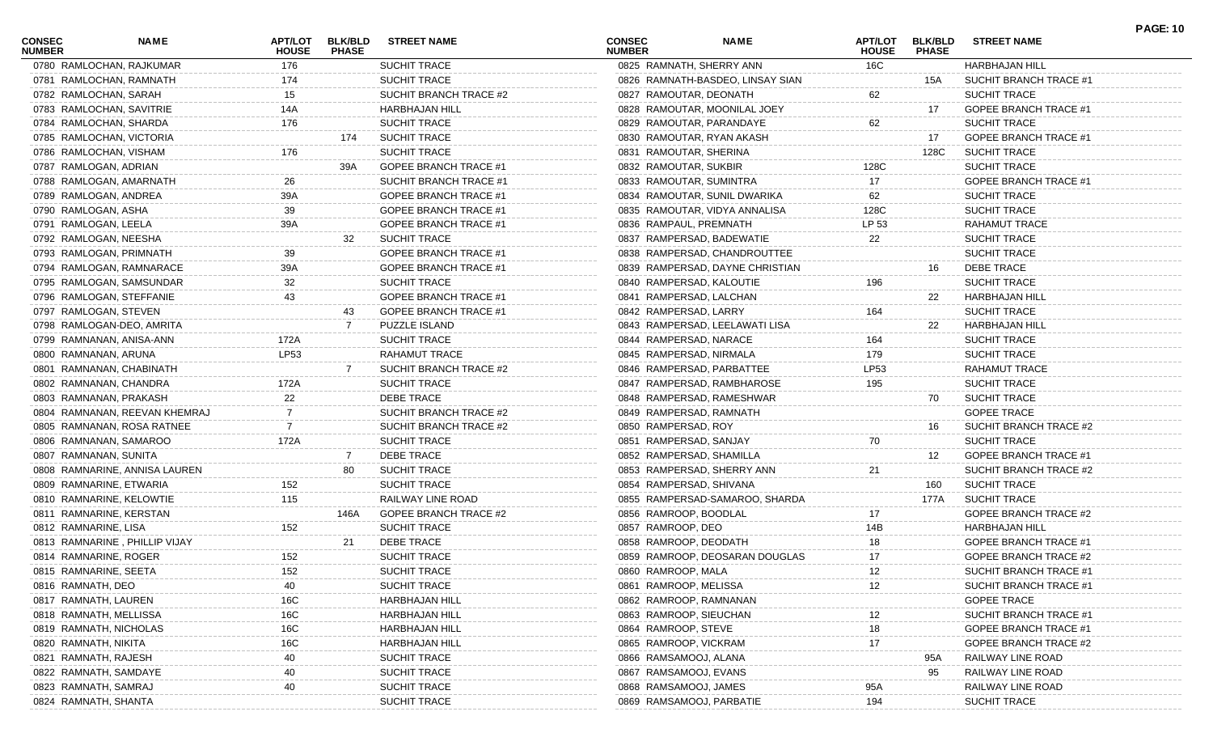| CONSEC NUMBER | NAME | APT/LOT HOUSE | BLK/BLD PHASE | STREET NAME |
|---|---|---|---|---|
| 0780 | RAMLOCHAN, RAJKUMAR | 176 | | SUCHIT TRACE |
| 0781 | RAMLOCHAN, RAMNATH | 174 | | SUCHIT TRACE |
| 0782 | RAMLOCHAN, SARAH | 15 | | SUCHIT BRANCH TRACE #2 |
| 0783 | RAMLOCHAN, SAVITRIE | 14A | | HARBHAJAN HILL |
| 0784 | RAMLOCHAN, SHARDA | 176 | | SUCHIT TRACE |
| 0785 | RAMLOCHAN, VICTORIA | | 174 | SUCHIT TRACE |
| 0786 | RAMLOCHAN, VISHAM | 176 | | SUCHIT TRACE |
| 0787 | RAMLOGAN, ADRIAN | | 39A | GOPEE BRANCH TRACE #1 |
| 0788 | RAMLOGAN, AMARNATH | 26 | | SUCHIT BRANCH TRACE #1 |
| 0789 | RAMLOGAN, ANDREA | 39A | | GOPEE BRANCH TRACE #1 |
| 0790 | RAMLOGAN, ASHA | 39 | | GOPEE BRANCH TRACE #1 |
| 0791 | RAMLOGAN, LEELA | 39A | | GOPEE BRANCH TRACE #1 |
| 0792 | RAMLOGAN, NEESHA | | 32 | SUCHIT TRACE |
| 0793 | RAMLOGAN, PRIMNATH | 39 | | GOPEE BRANCH TRACE #1 |
| 0794 | RAMLOGAN, RAMNARACE | 39A | | GOPEE BRANCH TRACE #1 |
| 0795 | RAMLOGAN, SAMSUNDAR | 32 | | SUCHIT TRACE |
| 0796 | RAMLOGAN, STEFFANIE | 43 | | GOPEE BRANCH TRACE #1 |
| 0797 | RAMLOGAN, STEVEN | | 43 | GOPEE BRANCH TRACE #1 |
| 0798 | RAMLOGAN-DEO, AMRITA | | 7 | PUZZLE ISLAND |
| 0799 | RAMNANAN, ANISA-ANN | 172A | | SUCHIT TRACE |
| 0800 | RAMNANAN, ARUNA | LP53 | | RAHAMUT TRACE |
| 0801 | RAMNANAN, CHABINATH | | 7 | SUCHIT BRANCH TRACE #2 |
| 0802 | RAMNANAN, CHANDRA | 172A | | SUCHIT TRACE |
| 0803 | RAMNANAN, PRAKASH | 22 | | DEBE TRACE |
| 0804 | RAMNANAN, REEVAN KHEMRAJ | 7 | | SUCHIT BRANCH TRACE #2 |
| 0805 | RAMNANAN, ROSA RATNEE | 7 | | SUCHIT BRANCH TRACE #2 |
| 0806 | RAMNANAN, SAMAROO | 172A | | SUCHIT TRACE |
| 0807 | RAMNANAN, SUNITA | | 7 | DEBE TRACE |
| 0808 | RAMNARINE, ANNISA LAUREN | | 80 | SUCHIT TRACE |
| 0809 | RAMNARINE, ETWARIA | 152 | | SUCHIT TRACE |
| 0810 | RAMNARINE, KELOWTIE | 115 | | RAILWAY LINE ROAD |
| 0811 | RAMNARINE, KERSTAN | | 146A | GOPEE BRANCH TRACE #2 |
| 0812 | RAMNARINE, LISA | 152 | | SUCHIT TRACE |
| 0813 | RAMNARINE , PHILLIP VIJAY | | 21 | DEBE TRACE |
| 0814 | RAMNARINE, ROGER | 152 | | SUCHIT TRACE |
| 0815 | RAMNARINE, SEETA | 152 | | SUCHIT TRACE |
| 0816 | RAMNATH, DEO | 40 | | SUCHIT TRACE |
| 0817 | RAMNATH, LAUREN | 16C | | HARBHAJAN HILL |
| 0818 | RAMNATH, MELLISSA | 16C | | HARBHAJAN HILL |
| 0819 | RAMNATH, NICHOLAS | 16C | | HARBHAJAN HILL |
| 0820 | RAMNATH, NIKITA | 16C | | HARBHAJAN HILL |
| 0821 | RAMNATH, RAJESH | 40 | | SUCHIT TRACE |
| 0822 | RAMNATH, SAMDAYE | 40 | | SUCHIT TRACE |
| 0823 | RAMNATH, SAMRAJ | 40 | | SUCHIT TRACE |
| 0824 | RAMNATH, SHANTA | | | SUCHIT TRACE |
| 0825 | RAMNATH, SHERRY ANN | 16C | | HARBHAJAN HILL |
| 0826 | RAMNATH-BASDEO, LINSAY SIAN | | 15A | SUCHIT BRANCH TRACE #1 |
| 0827 | RAMOUTAR, DEONATH | 62 | | SUCHIT TRACE |
| 0828 | RAMOUTAR, MOONILAL JOEY | | 17 | GOPEE BRANCH TRACE #1 |
| 0829 | RAMOUTAR, PARANDAYE | 62 | | SUCHIT TRACE |
| 0830 | RAMOUTAR, RYAN AKASH | | 17 | GOPEE BRANCH TRACE #1 |
| 0831 | RAMOUTAR, SHERINA | | 128C | SUCHIT TRACE |
| 0832 | RAMOUTAR, SUKBIR | 128C | | SUCHIT TRACE |
| 0833 | RAMOUTAR, SUMINTRA | 17 | | GOPEE BRANCH TRACE #1 |
| 0834 | RAMOUTAR, SUNIL DWARIKA | 62 | | SUCHIT TRACE |
| 0835 | RAMOUTAR, VIDYA ANNALISA | 128C | | SUCHIT TRACE |
| 0836 | RAMPAUL, PREMNATH | LP 53 | | RAHAMUT TRACE |
| 0837 | RAMPERSAD, BADEWATIE | 22 | | SUCHIT TRACE |
| 0838 | RAMPERSAD, CHANDROUTTEE | | | SUCHIT TRACE |
| 0839 | RAMPERSAD, DAYNE CHRISTIAN | | 16 | DEBE TRACE |
| 0840 | RAMPERSAD, KALOUTIE | 196 | | SUCHIT TRACE |
| 0841 | RAMPERSAD, LALCHAN | | 22 | HARBHAJAN HILL |
| 0842 | RAMPERSAD, LARRY | 164 | | SUCHIT TRACE |
| 0843 | RAMPERSAD, LEELAWATI LISA | | 22 | HARBHAJAN HILL |
| 0844 | RAMPERSAD, NARACE | 164 | | SUCHIT TRACE |
| 0845 | RAMPERSAD, NIRMALA | 179 | | SUCHIT TRACE |
| 0846 | RAMPERSAD, PARBATTEE | LP53 | | RAHAMUT TRACE |
| 0847 | RAMPERSAD, RAMBHAROSE | 195 | | SUCHIT TRACE |
| 0848 | RAMPERSAD, RAMESHWAR | | 70 | SUCHIT TRACE |
| 0849 | RAMPERSAD, RAMNATH | | | GOPEE TRACE |
| 0850 | RAMPERSAD, ROY | | 16 | SUCHIT BRANCH TRACE #2 |
| 0851 | RAMPERSAD, SANJAY | 70 | | SUCHIT TRACE |
| 0852 | RAMPERSAD, SHAMILLA | | 12 | GOPEE BRANCH TRACE #1 |
| 0853 | RAMPERSAD, SHERRY ANN | 21 | | SUCHIT BRANCH TRACE #2 |
| 0854 | RAMPERSAD, SHIVANA | | 160 | SUCHIT TRACE |
| 0855 | RAMPERSAD-SAMAROO, SHARDA | | 177A | SUCHIT TRACE |
| 0856 | RAMROOP, BOODLAL | 17 | | GOPEE BRANCH TRACE #2 |
| 0857 | RAMROOP, DEO | 14B | | HARBHAJAN HILL |
| 0858 | RAMROOP, DEODATH | 18 | | GOPEE BRANCH TRACE #1 |
| 0859 | RAMROOP, DEOSARAN DOUGLAS | 17 | | GOPEE BRANCH TRACE #2 |
| 0860 | RAMROOP, MALA | 12 | | SUCHIT BRANCH TRACE #1 |
| 0861 | RAMROOP, MELISSA | 12 | | SUCHIT BRANCH TRACE #1 |
| 0862 | RAMROOP, RAMNANAN | | | GOPEE TRACE |
| 0863 | RAMROOP, SIEUCHAN | 12 | | SUCHIT BRANCH TRACE #1 |
| 0864 | RAMROOP, STEVE | 18 | | GOPEE BRANCH TRACE #1 |
| 0865 | RAMROOP, VICKRAM | 17 | | GOPEE BRANCH TRACE #2 |
| 0866 | RAMSAMOOJ, ALANA | | 95A | RAILWAY LINE ROAD |
| 0867 | RAMSAMOOJ, EVANS | | 95 | RAILWAY LINE ROAD |
| 0868 | RAMSAMOOJ, JAMES | 95A | | RAILWAY LINE ROAD |
| 0869 | RAMSAMOOJ, PARBATIE | 194 | | SUCHIT TRACE |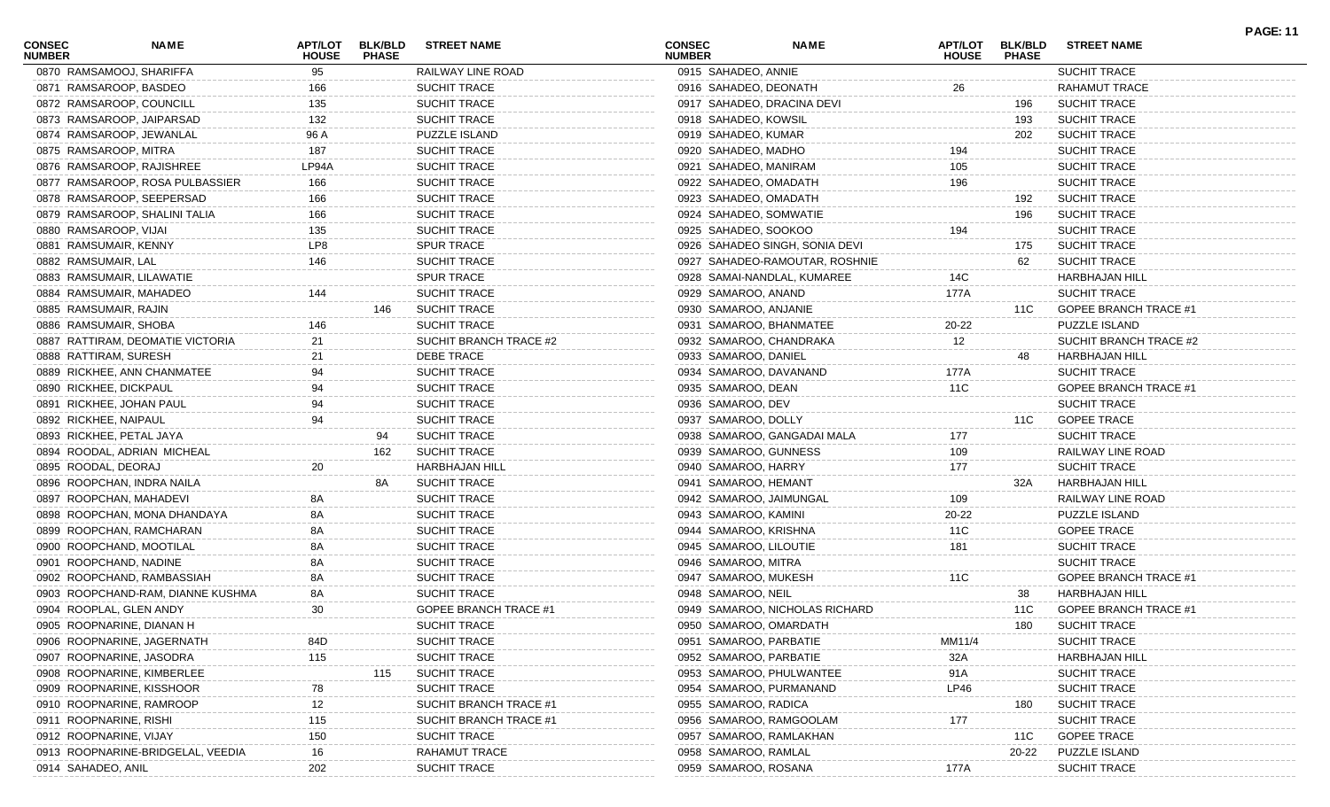| CONSEC NUMBER | NAME | APT/LOT HOUSE | BLK/BLD PHASE | STREET NAME |
|---|---|---|---|---|
| 0870 | RAMSAMOOJ, SHARIFFA | 95 | | RAILWAY LINE ROAD |
| 0871 | RAMSAROOP, BASDEO | 166 | | SUCHIT TRACE |
| 0872 | RAMSAROOP, COUNCILL | 135 | | SUCHIT TRACE |
| 0873 | RAMSAROOP, JAIPARSAD | 132 | | SUCHIT TRACE |
| 0874 | RAMSAROOP, JEWANLAL | 96 A | | PUZZLE ISLAND |
| 0875 | RAMSAROOP, MITRA | 187 | | SUCHIT TRACE |
| 0876 | RAMSAROOP, RAJISHREE | LP94A | | SUCHIT TRACE |
| 0877 | RAMSAROOP, ROSA PULBASSIER | 166 | | SUCHIT TRACE |
| 0878 | RAMSAROOP, SEEPERSAD | 166 | | SUCHIT TRACE |
| 0879 | RAMSAROOP, SHALINI TALIA | 166 | | SUCHIT TRACE |
| 0880 | RAMSAROOP, VIJAI | 135 | | SUCHIT TRACE |
| 0881 | RAMSUMAIR, KENNY | LP8 | | SPUR TRACE |
| 0882 | RAMSUMAIR, LAL | 146 | | SUCHIT TRACE |
| 0883 | RAMSUMAIR, LILAWATIE | | | SPUR TRACE |
| 0884 | RAMSUMAIR, MAHADEO | 144 | | SUCHIT TRACE |
| 0885 | RAMSUMAIR, RAJIN | | 146 | SUCHIT TRACE |
| 0886 | RAMSUMAIR, SHOBA | 146 | | SUCHIT TRACE |
| 0887 | RATTIRAM, DEOMATIE VICTORIA | 21 | | SUCHIT BRANCH TRACE #2 |
| 0888 | RATTIRAM, SURESH | 21 | | DEBE TRACE |
| 0889 | RICKHEE, ANN CHANMATEE | 94 | | SUCHIT TRACE |
| 0890 | RICKHEE, DICKPAUL | 94 | | SUCHIT TRACE |
| 0891 | RICKHEE, JOHAN PAUL | 94 | | SUCHIT TRACE |
| 0892 | RICKHEE, NAIPAUL | 94 | | SUCHIT TRACE |
| 0893 | RICKHEE, PETAL JAYA | | 94 | SUCHIT TRACE |
| 0894 | ROODAL, ADRIAN MICHEAL | | 162 | SUCHIT TRACE |
| 0895 | ROODAL, DEORAJ | 20 | | HARBHAJAN HILL |
| 0896 | ROOPCHAN, INDRA NAILA | | 8A | SUCHIT TRACE |
| 0897 | ROOPCHAN, MAHADEVI | 8A | | SUCHIT TRACE |
| 0898 | ROOPCHAN, MONA DHANDAYA | 8A | | SUCHIT TRACE |
| 0899 | ROOPCHAN, RAMCHARAN | 8A | | SUCHIT TRACE |
| 0900 | ROOPCHAND, MOOTILAL | 8A | | SUCHIT TRACE |
| 0901 | ROOPCHAND, NADINE | 8A | | SUCHIT TRACE |
| 0902 | ROOPCHAND, RAMBASSIAH | 8A | | SUCHIT TRACE |
| 0903 | ROOPCHAND-RAM, DIANNE KUSHMA | 8A | | SUCHIT TRACE |
| 0904 | ROOPLAL, GLEN ANDY | 30 | | GOPEE BRANCH TRACE #1 |
| 0905 | ROOPNARINE, DIANAN H | | | SUCHIT TRACE |
| 0906 | ROOPNARINE, JAGERNATH | 84D | | SUCHIT TRACE |
| 0907 | ROOPNARINE, JASODRA | 115 | | SUCHIT TRACE |
| 0908 | ROOPNARINE, KIMBERLEE | | 115 | SUCHIT TRACE |
| 0909 | ROOPNARINE, KISSHOOR | 78 | | SUCHIT TRACE |
| 0910 | ROOPNARINE, RAMROOP | 12 | | SUCHIT BRANCH TRACE #1 |
| 0911 | ROOPNARINE, RISHI | 115 | | SUCHIT BRANCH TRACE #1 |
| 0912 | ROOPNARINE, VIJAY | 150 | | SUCHIT TRACE |
| 0913 | ROOPNARINE-BRIDGELAL, VEEDIA | 16 | | RAHAMUT TRACE |
| 0914 | SAHADEO, ANIL | 202 | | SUCHIT TRACE |
| 0915 | SAHADEO, ANNIE | | | SUCHIT TRACE |
| 0916 | SAHADEO, DEONATH | 26 | | RAHAMUT TRACE |
| 0917 | SAHADEO, DRACINA DEVI | | 196 | SUCHIT TRACE |
| 0918 | SAHADEO, KOWSIL | | 193 | SUCHIT TRACE |
| 0919 | SAHADEO, KUMAR | | 202 | SUCHIT TRACE |
| 0920 | SAHADEO, MADHO | 194 | | SUCHIT TRACE |
| 0921 | SAHADEO, MANIRAM | 105 | | SUCHIT TRACE |
| 0922 | SAHADEO, OMADATH | 196 | | SUCHIT TRACE |
| 0923 | SAHADEO, OMADATH | | 192 | SUCHIT TRACE |
| 0924 | SAHADEO, SOMWATIE | | 196 | SUCHIT TRACE |
| 0925 | SAHADEO, SOOKOO | 194 | | SUCHIT TRACE |
| 0926 | SAHADEO SINGH, SONIA DEVI | | 175 | SUCHIT TRACE |
| 0927 | SAHADEO-RAMOUTAR, ROSHNIE | | 62 | SUCHIT TRACE |
| 0928 | SAMAI-NANDLAL, KUMAREE | 14C | | HARBHAJAN HILL |
| 0929 | SAMAROO, ANAND | 177A | | SUCHIT TRACE |
| 0930 | SAMAROO, ANJANIE | | 11C | GOPEE BRANCH TRACE #1 |
| 0931 | SAMAROO, BHANMATEE | 20-22 | | PUZZLE ISLAND |
| 0932 | SAMAROO, CHANDRAKA | 12 | | SUCHIT BRANCH TRACE #2 |
| 0933 | SAMAROO, DANIEL | | 48 | HARBHAJAN HILL |
| 0934 | SAMAROO, DAVANAND | 177A | | SUCHIT TRACE |
| 0935 | SAMAROO, DEAN | 11C | | GOPEE BRANCH TRACE #1 |
| 0936 | SAMAROO, DEV | | | SUCHIT TRACE |
| 0937 | SAMAROO, DOLLY | | 11C | GOPEE TRACE |
| 0938 | SAMAROO, GANGADAI MALA | 177 | | SUCHIT TRACE |
| 0939 | SAMAROO, GUNNESS | 109 | | RAILWAY LINE ROAD |
| 0940 | SAMAROO, HARRY | 177 | | SUCHIT TRACE |
| 0941 | SAMAROO, HEMANT | | 32A | HARBHAJAN HILL |
| 0942 | SAMAROO, JAIMUNGAL | 109 | | RAILWAY LINE ROAD |
| 0943 | SAMAROO, KAMINI | 20-22 | | PUZZLE ISLAND |
| 0944 | SAMAROO, KRISHNA | 11C | | GOPEE TRACE |
| 0945 | SAMAROO, LILOUTIE | 181 | | SUCHIT TRACE |
| 0946 | SAMAROO, MITRA | | | SUCHIT TRACE |
| 0947 | SAMAROO, MUKESH | 11C | | GOPEE BRANCH TRACE #1 |
| 0948 | SAMAROO, NEIL | | 38 | HARBHAJAN HILL |
| 0949 | SAMAROO, NICHOLAS RICHARD | | 11C | GOPEE BRANCH TRACE #1 |
| 0950 | SAMAROO, OMARDATH | | 180 | SUCHIT TRACE |
| 0951 | SAMAROO, PARBATIE | MM11/4 | | SUCHIT TRACE |
| 0952 | SAMAROO, PARBATIE | 32A | | HARBHAJAN HILL |
| 0953 | SAMAROO, PHULWANTEE | 91A | | SUCHIT TRACE |
| 0954 | SAMAROO, PURMANAND | LP46 | | SUCHIT TRACE |
| 0955 | SAMAROO, RADICA | | 180 | SUCHIT TRACE |
| 0956 | SAMAROO, RAMGOOLAM | 177 | | SUCHIT TRACE |
| 0957 | SAMAROO, RAMLAKHAN | | 11C | GOPEE TRACE |
| 0958 | SAMAROO, RAMLAL | | 20-22 | PUZZLE ISLAND |
| 0959 | SAMAROO, ROSANA | 177A | | SUCHIT TRACE |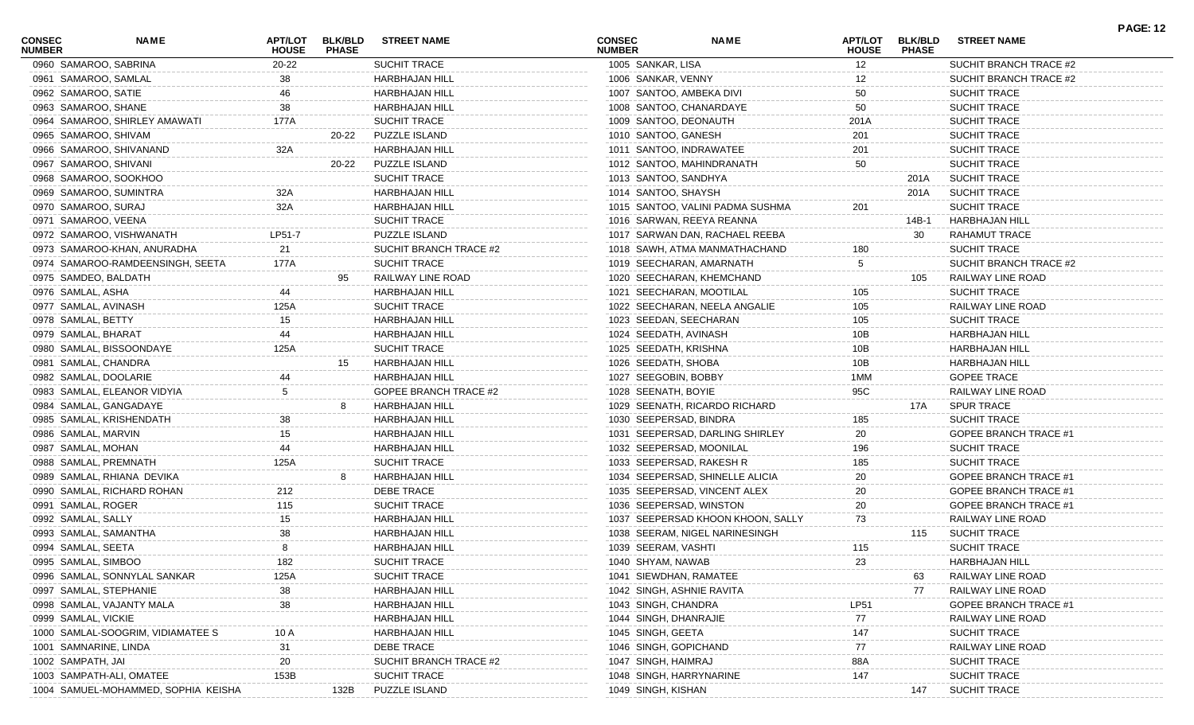| CONSEC NUMBER | NAME | APT/LOT HOUSE | BLK/BLD PHASE | STREET NAME |
|---|---|---|---|---|
| 0960 | SAMAROO, SABRINA | 20-22 | | SUCHIT TRACE |
| 0961 | SAMAROO, SAMLAL | 38 | | HARBHAJAN HILL |
| 0962 | SAMAROO, SATIE | 46 | | HARBHAJAN HILL |
| 0963 | SAMAROO, SHANE | 38 | | HARBHAJAN HILL |
| 0964 | SAMAROO, SHIRLEY AMAWATI | 177A | | SUCHIT TRACE |
| 0965 | SAMAROO, SHIVAM | | 20-22 | PUZZLE ISLAND |
| 0966 | SAMAROO, SHIVANAND | 32A | | HARBHAJAN HILL |
| 0967 | SAMAROO, SHIVANI | | 20-22 | PUZZLE ISLAND |
| 0968 | SAMAROO, SOOKHOO | | | SUCHIT TRACE |
| 0969 | SAMAROO, SUMINTRA | 32A | | HARBHAJAN HILL |
| 0970 | SAMAROO, SURAJ | 32A | | HARBHAJAN HILL |
| 0971 | SAMAROO, VEENA | | | SUCHIT TRACE |
| 0972 | SAMAROO, VISHWANATH | LP51-7 | | PUZZLE ISLAND |
| 0973 | SAMAROO-KHAN, ANURADHA | 21 | | SUCHIT BRANCH TRACE #2 |
| 0974 | SAMAROO-RAMDEENSINGH, SEETA | 177A | | SUCHIT TRACE |
| 0975 | SAMDEO, BALDATH | | 95 | RAILWAY LINE ROAD |
| 0976 | SAMLAL, ASHA | 44 | | HARBHAJAN HILL |
| 0977 | SAMLAL, AVINASH | 125A | | SUCHIT TRACE |
| 0978 | SAMLAL, BETTY | 15 | | HARBHAJAN HILL |
| 0979 | SAMLAL, BHARAT | 44 | | HARBHAJAN HILL |
| 0980 | SAMLAL, BISSOONDAYE | 125A | | SUCHIT TRACE |
| 0981 | SAMLAL, CHANDRA | | 15 | HARBHAJAN HILL |
| 0982 | SAMLAL, DOOLARIE | 44 | | HARBHAJAN HILL |
| 0983 | SAMLAL, ELEANOR VIDYIA | 5 | | GOPEE BRANCH TRACE #2 |
| 0984 | SAMLAL, GANGADAYE | | 8 | HARBHAJAN HILL |
| 0985 | SAMLAL, KRISHENDATH | 38 | | HARBHAJAN HILL |
| 0986 | SAMLAL, MARVIN | 15 | | HARBHAJAN HILL |
| 0987 | SAMLAL, MOHAN | 44 | | HARBHAJAN HILL |
| 0988 | SAMLAL, PREMNATH | 125A | | SUCHIT TRACE |
| 0989 | SAMLAL, RHIANA DEVIKA | | 8 | HARBHAJAN HILL |
| 0990 | SAMLAL, RICHARD ROHAN | 212 | | DEBE TRACE |
| 0991 | SAMLAL, ROGER | 115 | | SUCHIT TRACE |
| 0992 | SAMLAL, SALLY | 15 | | HARBHAJAN HILL |
| 0993 | SAMLAL, SAMANTHA | 38 | | HARBHAJAN HILL |
| 0994 | SAMLAL, SEETA | 8 | | HARBHAJAN HILL |
| 0995 | SAMLAL, SIMBOO | 182 | | SUCHIT TRACE |
| 0996 | SAMLAL, SONNYLAL SANKAR | 125A | | SUCHIT TRACE |
| 0997 | SAMLAL, STEPHANIE | 38 | | HARBHAJAN HILL |
| 0998 | SAMLAL, VAJANTY MALA | 38 | | HARBHAJAN HILL |
| 0999 | SAMLAL, VICKIE | | | HARBHAJAN HILL |
| 1000 | SAMLAL-SOOGRIM, VIDIAMATEE S | 10 A | | HARBHAJAN HILL |
| 1001 | SAMNARINE, LINDA | 31 | | DEBE TRACE |
| 1002 | SAMPATH, JAI | 20 | | SUCHIT BRANCH TRACE #2 |
| 1003 | SAMPATH-ALI, OMATEE | 153B | | SUCHIT TRACE |
| 1004 | SAMUEL-MOHAMMED, SOPHIA KEISHA | | 132B | PUZZLE ISLAND |
| 1005 | SANKAR, LISA | 12 | | SUCHIT BRANCH TRACE #2 |
| 1006 | SANKAR, VENNY | 12 | | SUCHIT BRANCH TRACE #2 |
| 1007 | SANTOO, AMBEKA DIVI | 50 | | SUCHIT TRACE |
| 1008 | SANTOO, CHANARDAYE | 50 | | SUCHIT TRACE |
| 1009 | SANTOO, DEONAUTH | 201A | | SUCHIT TRACE |
| 1010 | SANTOO, GANESH | 201 | | SUCHIT TRACE |
| 1011 | SANTOO, INDRAWATEE | 201 | | SUCHIT TRACE |
| 1012 | SANTOO, MAHINDRANATH | 50 | | SUCHIT TRACE |
| 1013 | SANTOO, SANDHYA | | 201A | SUCHIT TRACE |
| 1014 | SANTOO, SHAYSH | | 201A | SUCHIT TRACE |
| 1015 | SANTOO, VALINI PADMA SUSHMA | 201 | | SUCHIT TRACE |
| 1016 | SARWAN, REEYA REANNA | | 14B-1 | HARBHAJAN HILL |
| 1017 | SARWAN DAN, RACHAEL REEBA | | 30 | RAHAMUT TRACE |
| 1018 | SAWH, ATMA MANMATHACHAND | 180 | | SUCHIT TRACE |
| 1019 | SEECHARAN, AMARNATH | 5 | | SUCHIT BRANCH TRACE #2 |
| 1020 | SEECHARAN, KHEMCHAND | | 105 | RAILWAY LINE ROAD |
| 1021 | SEECHARAN, MOOTILAL | 105 | | SUCHIT TRACE |
| 1022 | SEECHARAN, NEELA ANGALIE | 105 | | RAILWAY LINE ROAD |
| 1023 | SEEDAN, SEECHARAN | 105 | | SUCHIT TRACE |
| 1024 | SEEDATH, AVINASH | 10B | | HARBHAJAN HILL |
| 1025 | SEEDATH, KRISHNA | 10B | | HARBHAJAN HILL |
| 1026 | SEEDATH, SHOBA | 10B | | HARBHAJAN HILL |
| 1027 | SEEGOBIN, BOBBY | 1MM | | GOPEE TRACE |
| 1028 | SEENATH, BOYIE | 95C | | RAILWAY LINE ROAD |
| 1029 | SEENATH, RICARDO RICHARD | | 17A | SPUR TRACE |
| 1030 | SEEPERSAD, BINDRA | 185 | | SUCHIT TRACE |
| 1031 | SEEPERSAD, DARLING SHIRLEY | 20 | | GOPEE BRANCH TRACE #1 |
| 1032 | SEEPERSAD, MOONILAL | 196 | | SUCHIT TRACE |
| 1033 | SEEPERSAD, RAKESH R | 185 | | SUCHIT TRACE |
| 1034 | SEEPERSAD, SHINELLE ALICIA | 20 | | GOPEE BRANCH TRACE #1 |
| 1035 | SEEPERSAD, VINCENT ALEX | 20 | | GOPEE BRANCH TRACE #1 |
| 1036 | SEEPERSAD, WINSTON | 20 | | GOPEE BRANCH TRACE #1 |
| 1037 | SEEPERSAD KHOON KHOON, SALLY | 73 | | RAILWAY LINE ROAD |
| 1038 | SEERAM, NIGEL NARINESINGH | | 115 | SUCHIT TRACE |
| 1039 | SEERAM, VASHTI | 115 | | SUCHIT TRACE |
| 1040 | SHYAM, NAWAB | 23 | | HARBHAJAN HILL |
| 1041 | SIEWDHAN, RAMATEE | | 63 | RAILWAY LINE ROAD |
| 1042 | SINGH, ASHNIE RAVITA | | 77 | RAILWAY LINE ROAD |
| 1043 | SINGH, CHANDRA | LP51 | | GOPEE BRANCH TRACE #1 |
| 1044 | SINGH, DHANRAJIE | 77 | | RAILWAY LINE ROAD |
| 1045 | SINGH, GEETA | 147 | | SUCHIT TRACE |
| 1046 | SINGH, GOPICHAND | 77 | | RAILWAY LINE ROAD |
| 1047 | SINGH, HAIMRAJ | 88A | | SUCHIT TRACE |
| 1048 | SINGH, HARRYNARINE | 147 | | SUCHIT TRACE |
| 1049 | SINGH, KISHAN | | 147 | SUCHIT TRACE |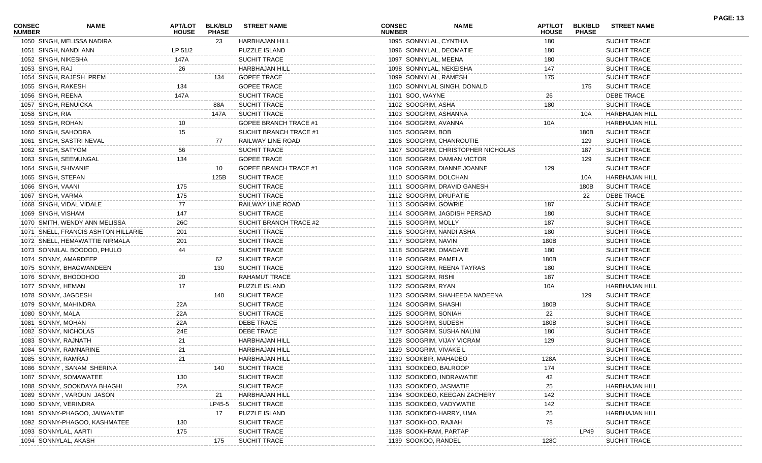| CONSEC NUMBER | NAME | APT/LOT HOUSE | BLK/BLD PHASE | STREET NAME |
|---|---|---|---|---|
| 1050 | SINGH, MELISSA NADIRA | | 23 | HARBHAJAN HILL |
| 1051 | SINGH, NANDI ANN | LP 51/2 | | PUZZLE ISLAND |
| 1052 | SINGH, NIKESHA | 147A | | SUCHIT TRACE |
| 1053 | SINGH, RAJ | 26 | | HARBHAJAN HILL |
| 1054 | SINGH, RAJESH PREM | | 134 | GOPEE TRACE |
| 1055 | SINGH, RAKESH | 134 | | GOPEE TRACE |
| 1056 | SINGH, REENA | 147A | | SUCHIT TRACE |
| 1057 | SINGH, RENUICKA | | 88A | SUCHIT TRACE |
| 1058 | SINGH, RIA | | 147A | SUCHIT TRACE |
| 1059 | SINGH, ROHAN | 10 | | GOPEE BRANCH TRACE #1 |
| 1060 | SINGH, SAHODRA | 15 | | SUCHIT BRANCH TRACE #1 |
| 1061 | SINGH, SASTRI NEVAL | | 77 | RAILWAY LINE ROAD |
| 1062 | SINGH, SATYOM | 56 | | SUCHIT TRACE |
| 1063 | SINGH, SEEMUNGAL | 134 | | GOPEE TRACE |
| 1064 | SINGH, SHIVANIE | | 10 | GOPEE BRANCH TRACE #1 |
| 1065 | SINGH, STEFAN | | 125B | SUCHIT TRACE |
| 1066 | SINGH, VAANI | 175 | | SUCHIT TRACE |
| 1067 | SINGH, VARMA | 175 | | SUCHIT TRACE |
| 1068 | SINGH, VIDAL VIDALE | 77 | | RAILWAY LINE ROAD |
| 1069 | SINGH, VISHAM | 147 | | SUCHIT TRACE |
| 1070 | SMITH, WENDY ANN MELISSA | 26C | | SUCHIT BRANCH TRACE #2 |
| 1071 | SNELL, FRANCIS ASHTON HILLARIE | 201 | | SUCHIT TRACE |
| 1072 | SNELL, HEMAWATTIE NIRMALA | 201 | | SUCHIT TRACE |
| 1073 | SONNILAL BOODOO, PHULO | 44 | | SUCHIT TRACE |
| 1074 | SONNY, AMARDEEP | | 62 | SUCHIT TRACE |
| 1075 | SONNY, BHAGWANDEEN | | 130 | SUCHIT TRACE |
| 1076 | SONNY, BHOODHOO | 20 | | RAHAMUT TRACE |
| 1077 | SONNY, HEMAN | 17 | | PUZZLE ISLAND |
| 1078 | SONNY, JAGDESH | | 140 | SUCHIT TRACE |
| 1079 | SONNY, MAHINDRA | 22A | | SUCHIT TRACE |
| 1080 | SONNY, MALA | 22A | | SUCHIT TRACE |
| 1081 | SONNY, MOHAN | 22A | | DEBE TRACE |
| 1082 | SONNY, NICHOLAS | 24E | | DEBE TRACE |
| 1083 | SONNY, RAJNATH | 21 | | HARBHAJAN HILL |
| 1084 | SONNY, RAMNARINE | 21 | | HARBHAJAN HILL |
| 1085 | SONNY, RAMRAJ | 21 | | HARBHAJAN HILL |
| 1086 | SONNY , SANAM SHERINA | | 140 | SUCHIT TRACE |
| 1087 | SONNY, SOMAWATEE | 130 | | SUCHIT TRACE |
| 1088 | SONNY, SOOKDAYA BHAGHI | 22A | | SUCHIT TRACE |
| 1089 | SONNY , VAROUN JASON | | 21 | HARBHAJAN HILL |
| 1090 | SONNY, VERINDRA | | LP45-5 | SUCHIT TRACE |
| 1091 | SONNY-PHAGOO, JAIWANTIE | | 17 | PUZZLE ISLAND |
| 1092 | SONNY-PHAGOO, KASHMATEE | 130 | | SUCHIT TRACE |
| 1093 | SONNYLAL, AARTI | 175 | | SUCHIT TRACE |
| 1094 | SONNYLAL, AKASH | | 175 | SUCHIT TRACE |
| 1095 | SONNYLAL, CYNTHIA | 180 | | SUCHIT TRACE |
| 1096 | SONNYLAL, DEOMATIE | 180 | | SUCHIT TRACE |
| 1097 | SONNYLAL, MEENA | 180 | | SUCHIT TRACE |
| 1098 | SONNYLAL, NEKEISHA | 147 | | SUCHIT TRACE |
| 1099 | SONNYLAL, RAMESH | 175 | | SUCHIT TRACE |
| 1100 | SONNYLAL SINGH, DONALD | | 175 | SUCHIT TRACE |
| 1101 | SOO, WAYNE | 26 | | DEBE TRACE |
| 1102 | SOOGRIM, ASHA | 180 | | SUCHIT TRACE |
| 1103 | SOOGRIM, ASHANNA | | 10A | HARBHAJAN HILL |
| 1104 | SOOGRIM, AVANNA | 10A | | HARBHAJAN HILL |
| 1105 | SOOGRIM, BOB | | 180B | SUCHIT TRACE |
| 1106 | SOOGRIM, CHANROUTIE | | 129 | SUCHIT TRACE |
| 1107 | SOOGRIM, CHRISTOPHER NICHOLAS | | 187 | SUCHIT TRACE |
| 1108 | SOOGRIM, DAMIAN VICTOR | | 129 | SUCHIT TRACE |
| 1109 | SOOGRIM, DIANNE JOANNE | 129 | | SUCHIT TRACE |
| 1110 | SOOGRIM, DOLCHAN | | 10A | HARBHAJAN HILL |
| 1111 | SOOGRIM, DRAVID GANESH | | 180B | SUCHIT TRACE |
| 1112 | SOOGRIM, DRUPATIE | | 22 | DEBE TRACE |
| 1113 | SOOGRIM, GOWRIE | 187 | | SUCHIT TRACE |
| 1114 | SOOGRIM, JAGDISH PERSAD | 180 | | SUCHIT TRACE |
| 1115 | SOOGRIM, MOLLY | 187 | | SUCHIT TRACE |
| 1116 | SOOGRIM, NANDI ASHA | 180 | | SUCHIT TRACE |
| 1117 | SOOGRIM, NAVIN | 180B | | SUCHIT TRACE |
| 1118 | SOOGRIM, OMADAYE | 180 | | SUCHIT TRACE |
| 1119 | SOOGRIM, PAMELA | 180B | | SUCHIT TRACE |
| 1120 | SOOGRIM, REENA TAYRAS | 180 | | SUCHIT TRACE |
| 1121 | SOOGRIM, RISHI | 187 | | SUCHIT TRACE |
| 1122 | SOOGRIM, RYAN | 10A | | HARBHAJAN HILL |
| 1123 | SOOGRIM, SHAHEEDA NADEENA | | 129 | SUCHIT TRACE |
| 1124 | SOOGRIM, SHASHI | 180B | | SUCHIT TRACE |
| 1125 | SOOGRIM, SONIAH | 22 | | SUCHIT TRACE |
| 1126 | SOOGRIM, SUDESH | 180B | | SUCHIT TRACE |
| 1127 | SOOGRIM, SUSHA NALINI | 180 | | SUCHIT TRACE |
| 1128 | SOOGRIM, VIJAY VICRAM | 129 | | SUCHIT TRACE |
| 1129 | SOOGRIM, VIVAKE L | | | SUCHIT TRACE |
| 1130 | SOOKBIR, MAHADEO | 128A | | SUCHIT TRACE |
| 1131 | SOOKDEO, BALROOP | 174 | | SUCHIT TRACE |
| 1132 | SOOKDEO, INDRAWATIE | 42 | | SUCHIT TRACE |
| 1133 | SOOKDEO, JASMATIE | 25 | | HARBHAJAN HILL |
| 1134 | SOOKDEO, KEEGAN ZACHERY | 142 | | SUCHIT TRACE |
| 1135 | SOOKDEO, VADYWATIE | 142 | | SUCHIT TRACE |
| 1136 | SOOKDEO-HARRY, UMA | 25 | | HARBHAJAN HILL |
| 1137 | SOOKHOO, RAJIAH | 78 | | SUCHIT TRACE |
| 1138 | SOOKHRAM, PARTAP | | LP49 | SUCHIT TRACE |
| 1139 | SOOKOO, RANDEL | 128C | | SUCHIT TRACE |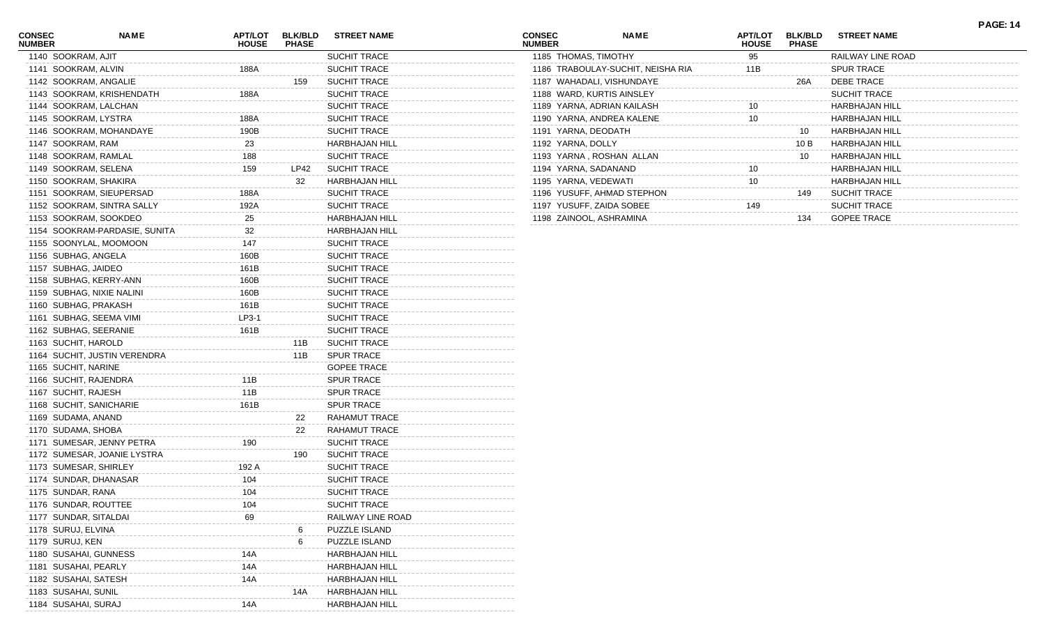| CONSEC NUMBER | NAME | APT/LOT HOUSE | BLK/BLD PHASE | STREET NAME |
|---|---|---|---|---|
| 1140 | SOOKRAM, AJIT | | | SUCHIT TRACE |
| 1141 | SOOKRAM, ALVIN | 188A | | SUCHIT TRACE |
| 1142 | SOOKRAM, ANGALIE | | 159 | SUCHIT TRACE |
| 1143 | SOOKRAM, KRISHENDATH | 188A | | SUCHIT TRACE |
| 1144 | SOOKRAM, LALCHAN | | | SUCHIT TRACE |
| 1145 | SOOKRAM, LYSTRA | 188A | | SUCHIT TRACE |
| 1146 | SOOKRAM, MOHANDAYE | 190B | | SUCHIT TRACE |
| 1147 | SOOKRAM, RAM | 23 | | HARBHAJAN HILL |
| 1148 | SOOKRAM, RAMLAL | 188 | | SUCHIT TRACE |
| 1149 | SOOKRAM, SELENA | 159 | LP42 | SUCHIT TRACE |
| 1150 | SOOKRAM, SHAKIRA | | 32 | HARBHAJAN HILL |
| 1151 | SOOKRAM, SIEUPERSAD | 188A | | SUCHIT TRACE |
| 1152 | SOOKRAM, SINTRA SALLY | 192A | | SUCHIT TRACE |
| 1153 | SOOKRAM, SOOKDEO | 25 | | HARBHAJAN HILL |
| 1154 | SOOKRAM-PARDASIE, SUNITA | 32 | | HARBHAJAN HILL |
| 1155 | SOONYLAL, MOOMOON | 147 | | SUCHIT TRACE |
| 1156 | SUBHAG, ANGELA | 160B | | SUCHIT TRACE |
| 1157 | SUBHAG, JAIDEO | 161B | | SUCHIT TRACE |
| 1158 | SUBHAG, KERRY-ANN | 160B | | SUCHIT TRACE |
| 1159 | SUBHAG, NIXIE NALINI | 160B | | SUCHIT TRACE |
| 1160 | SUBHAG, PRAKASH | 161B | | SUCHIT TRACE |
| 1161 | SUBHAG, SEEMA VIMI | LP3-1 | | SUCHIT TRACE |
| 1162 | SUBHAG, SEERANIE | 161B | | SUCHIT TRACE |
| 1163 | SUCHIT, HAROLD | | 11B | SUCHIT TRACE |
| 1164 | SUCHIT, JUSTIN VERENDRA | | 11B | SPUR TRACE |
| 1165 | SUCHIT, NARINE | | | GOPEE TRACE |
| 1166 | SUCHIT, RAJENDRA | 11B | | SPUR TRACE |
| 1167 | SUCHIT, RAJESH | 11B | | SPUR TRACE |
| 1168 | SUCHIT, SANICHARIE | 161B | | SPUR TRACE |
| 1169 | SUDAMA, ANAND | | 22 | RAHAMUT TRACE |
| 1170 | SUDAMA, SHOBA | | 22 | RAHAMUT TRACE |
| 1171 | SUMESAR, JENNY PETRA | 190 | | SUCHIT TRACE |
| 1172 | SUMESAR, JOANIE LYSTRA | | 190 | SUCHIT TRACE |
| 1173 | SUMESAR, SHIRLEY | 192 A | | SUCHIT TRACE |
| 1174 | SUNDAR, DHANASAR | 104 | | SUCHIT TRACE |
| 1175 | SUNDAR, RANA | 104 | | SUCHIT TRACE |
| 1176 | SUNDAR, ROUTTEE | 104 | | SUCHIT TRACE |
| 1177 | SUNDAR, SITALDAI | 69 | | RAILWAY LINE ROAD |
| 1178 | SURUJ, ELVINA | | 6 | PUZZLE ISLAND |
| 1179 | SURUJ, KEN | | 6 | PUZZLE ISLAND |
| 1180 | SUSAHAI, GUNNESS | 14A | | HARBHAJAN HILL |
| 1181 | SUSAHAI, PEARLY | 14A | | HARBHAJAN HILL |
| 1182 | SUSAHAI, SATESH | 14A | | HARBHAJAN HILL |
| 1183 | SUSAHAI, SUNIL | | 14A | HARBHAJAN HILL |
| 1184 | SUSAHAI, SURAJ | 14A | | HARBHAJAN HILL |
| 1185 | THOMAS, TIMOTHY | 95 | | RAILWAY LINE ROAD |
| 1186 | TRABOULAY-SUCHIT, NEISHA RIA | 11B | | SPUR TRACE |
| 1187 | WAHADALI, VISHUNDAYE | | 26A | DEBE TRACE |
| 1188 | WARD, KURTIS AINSLEY | | | SUCHIT TRACE |
| 1189 | YARNA, ADRIAN KAILASH | 10 | | HARBHAJAN HILL |
| 1190 | YARNA, ANDREA KALENE | 10 | | HARBHAJAN HILL |
| 1191 | YARNA, DEODATH | | 10 | HARBHAJAN HILL |
| 1192 | YARNA, DOLLY | | 10 B | HARBHAJAN HILL |
| 1193 | YARNA , ROSHAN ALLAN | | 10 | HARBHAJAN HILL |
| 1194 | YARNA, SADANAND | 10 | | HARBHAJAN HILL |
| 1195 | YARNA, VEDEWATI | 10 | | HARBHAJAN HILL |
| 1196 | YUSUFF, AHMAD STEPHON | | 149 | SUCHIT TRACE |
| 1197 | YUSUFF, ZAIDA SOBEE | 149 | | SUCHIT TRACE |
| 1198 | ZAINOOL, ASHRAMINA | | 134 | GOPEE TRACE |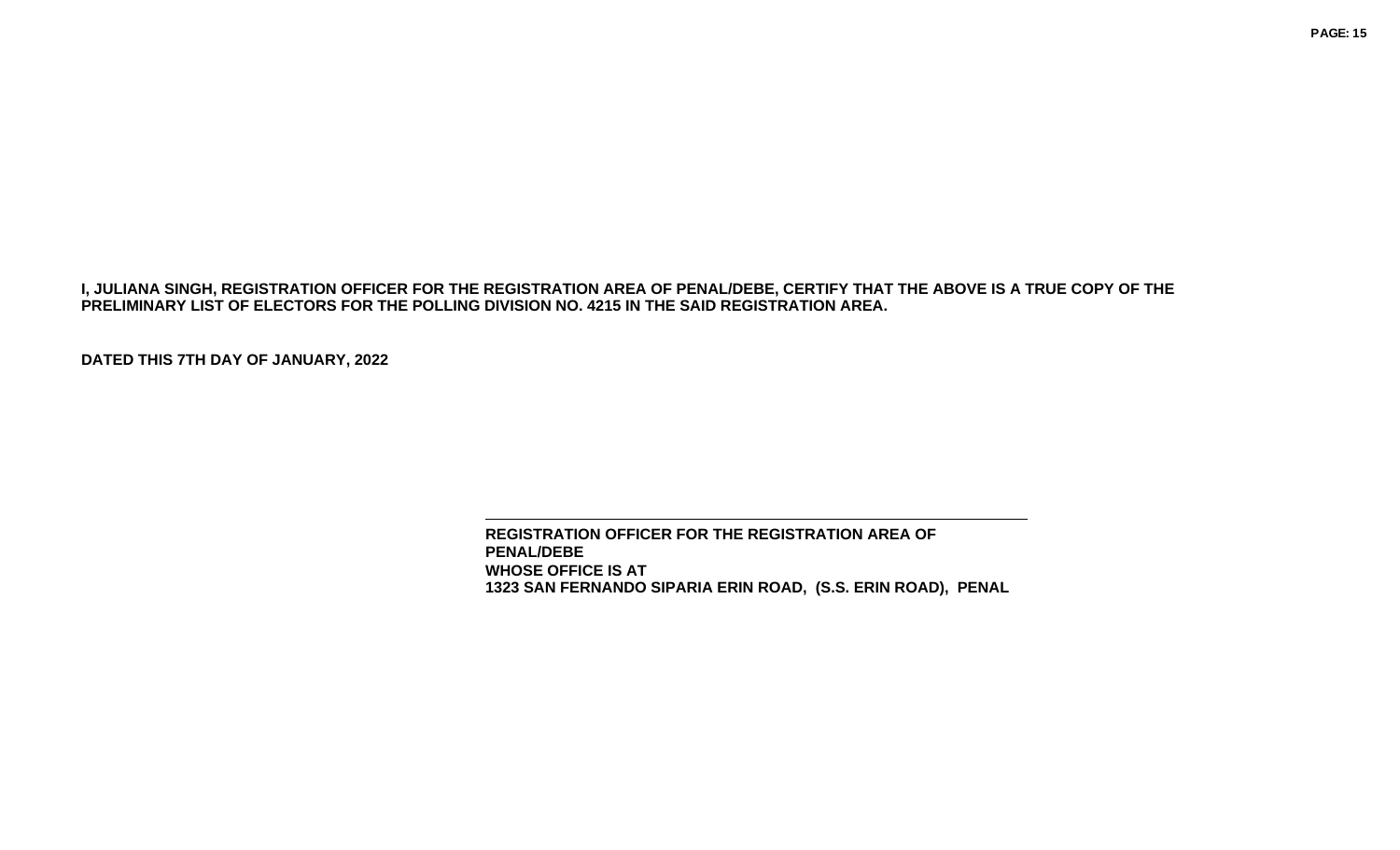**I, JULIANA SINGH, REGISTRATION OFFICER FOR THE REGISTRATION AREA OF PENAL/DEBE, CERTIFY THAT THE ABOVE IS A TRUE COPY OF THE PRELIMINARY LIST OF ELECTORS FOR THE POLLING DIVISION NO. 4215 IN THE SAID REGISTRATION AREA.**

**DATED THIS 7TH DAY OF JANUARY, 2022**

---

**REGISTRATION OFFICER FOR THE REGISTRATION AREA OF**
**PENAL/DEBE**
**WHOSE OFFICE IS AT**
**1323 SAN FERNANDO SIPARIA ERIN ROAD, (S.S. ERIN ROAD), PENAL**